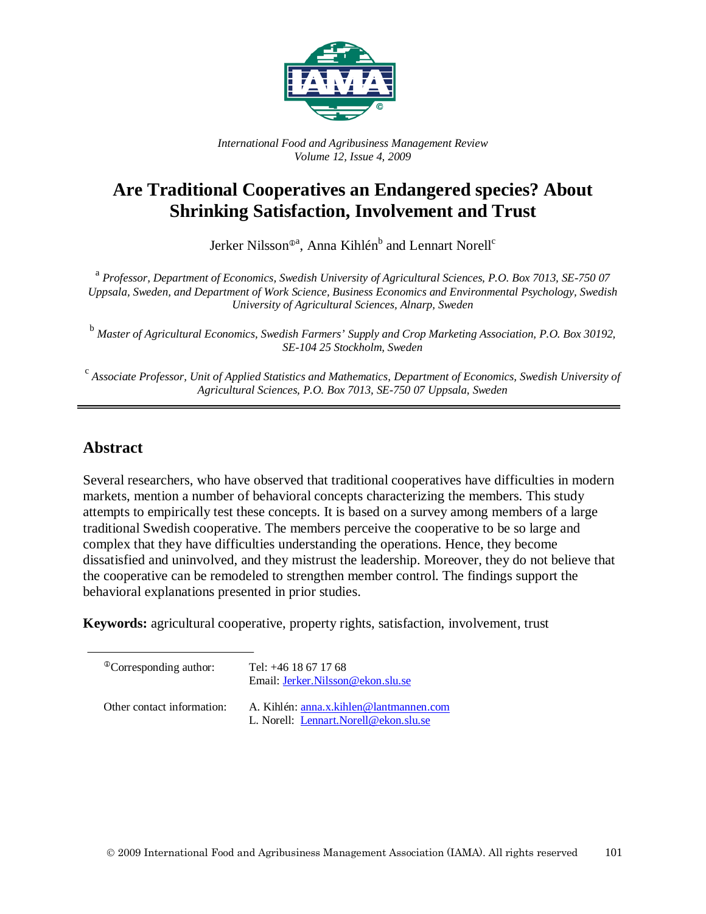*International Food and Agribusiness Management Review*
*Volume 12, Issue 4, 2009*

# Are Traditional Cooperatives an Endangered species? About Shrinking Satisfaction, Involvement and Trust

Jerker Nilsson[ⓘa], Anna Kihlén[b] and Lennart Norell[c]

[a] *Professor, Department of Economics, Swedish University of Agricultural Sciences, P.O. Box 7013, SE-750 07 Uppsala, Sweden, and Department of Work Science, Business Economics and Environmental Psychology, Swedish University of Agricultural Sciences, Alnarp, Sweden*

[b] *Master of Agricultural Economics, Swedish Farmers' Supply and Crop Marketing Association, P.O. Box 30192, SE-104 25 Stockholm, Sweden*

[c] *Associate Professor, Unit of Applied Statistics and Mathematics, Department of Economics, Swedish University of Agricultural Sciences, P.O. Box 7013, SE-750 07 Uppsala, Sweden*

---

## Abstract

Several researchers, who have observed that traditional cooperatives have difficulties in modern markets, mention a number of behavioral concepts characterizing the members. This study attempts to empirically test these concepts. It is based on a survey among members of a large traditional Swedish cooperative. The members perceive the cooperative to be so large and complex that they have difficulties understanding the operations. Hence, they become dissatisfied and uninvolved, and they mistrust the leadership. Moreover, they do not believe that the cooperative can be remodeled to strengthen member control. The findings support the behavioral explanations presented in prior studies.

**Keywords:** agricultural cooperative, property rights, satisfaction, involvement, trust

---

[ⓘ]Corresponding author: Tel: +46 18 67 17 68
Email: Jerker.Nilsson@ekon.slu.se

Other contact information: A. Kihlén: anna.x.kihlen@lantmannen.com
L. Norell: Lennart.Norell@ekon.slu.se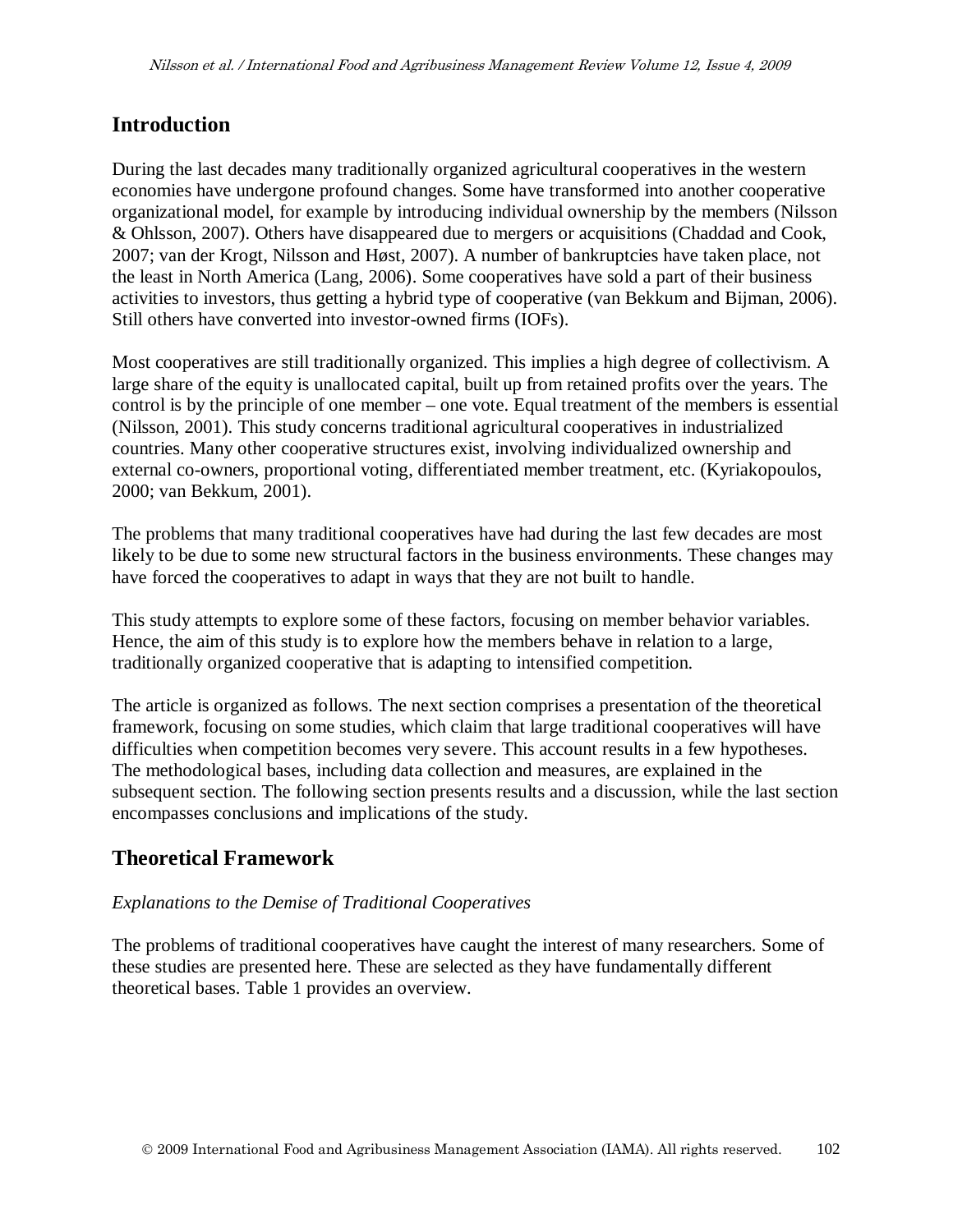## Introduction

During the last decades many traditionally organized agricultural cooperatives in the western economies have undergone profound changes. Some have transformed into another cooperative organizational model, for example by introducing individual ownership by the members (Nilsson & Ohlsson, 2007). Others have disappeared due to mergers or acquisitions (Chaddad and Cook, 2007; van der Krogt, Nilsson and Høst, 2007). A number of bankruptcies have taken place, not the least in North America (Lang, 2006). Some cooperatives have sold a part of their business activities to investors, thus getting a hybrid type of cooperative (van Bekkum and Bijman, 2006). Still others have converted into investor-owned firms (IOFs).

Most cooperatives are still traditionally organized. This implies a high degree of collectivism. A large share of the equity is unallocated capital, built up from retained profits over the years. The control is by the principle of one member – one vote. Equal treatment of the members is essential (Nilsson, 2001). This study concerns traditional agricultural cooperatives in industrialized countries. Many other cooperative structures exist, involving individualized ownership and external co-owners, proportional voting, differentiated member treatment, etc. (Kyriakopoulos, 2000; van Bekkum, 2001).

The problems that many traditional cooperatives have had during the last few decades are most likely to be due to some new structural factors in the business environments. These changes may have forced the cooperatives to adapt in ways that they are not built to handle.

This study attempts to explore some of these factors, focusing on member behavior variables. Hence, the aim of this study is to explore how the members behave in relation to a large, traditionally organized cooperative that is adapting to intensified competition.

The article is organized as follows. The next section comprises a presentation of the theoretical framework, focusing on some studies, which claim that large traditional cooperatives will have difficulties when competition becomes very severe. This account results in a few hypotheses. The methodological bases, including data collection and measures, are explained in the subsequent section. The following section presents results and a discussion, while the last section encompasses conclusions and implications of the study.

## Theoretical Framework

*Explanations to the Demise of Traditional Cooperatives*

The problems of traditional cooperatives have caught the interest of many researchers. Some of these studies are presented here. These are selected as they have fundamentally different theoretical bases. Table 1 provides an overview.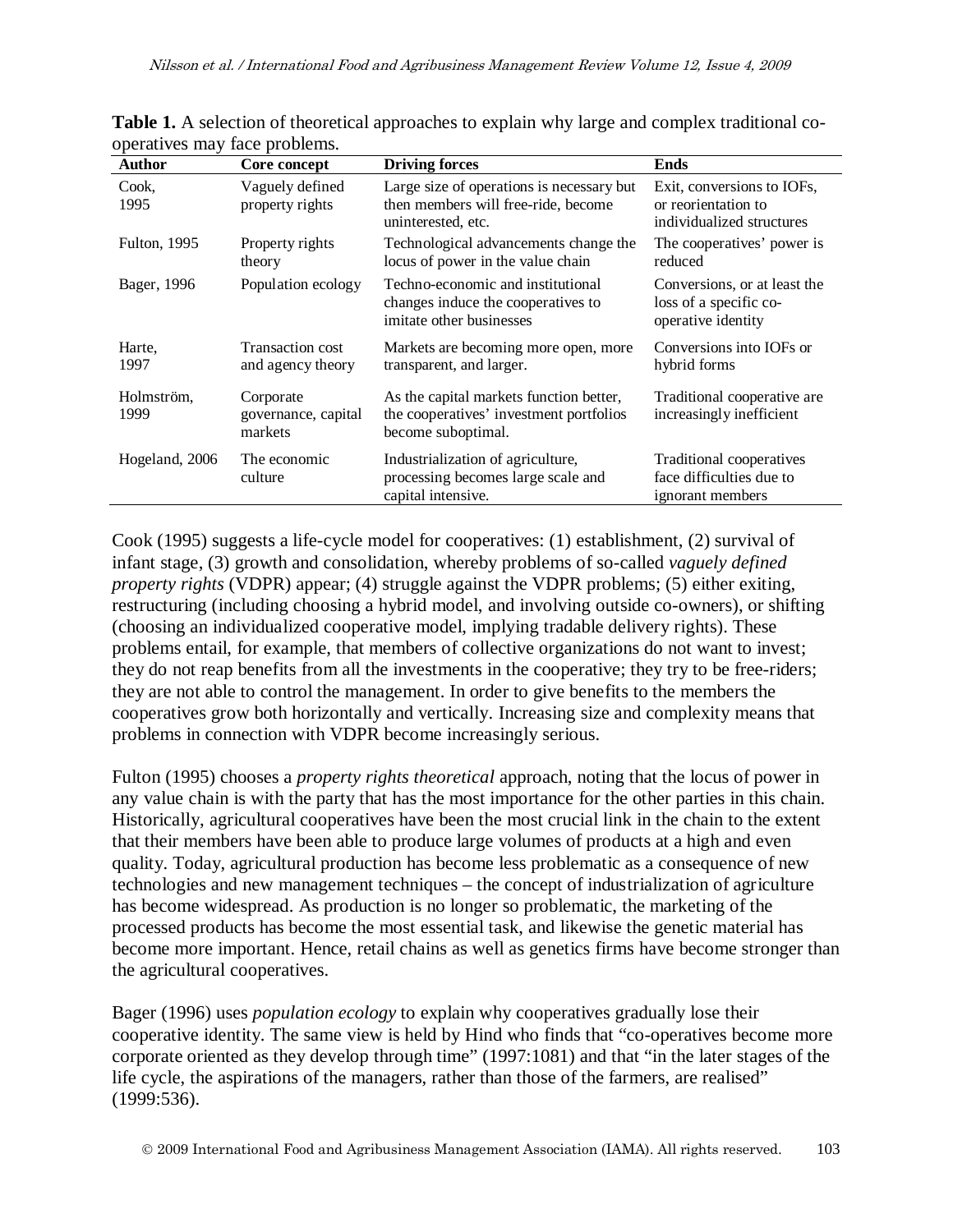**Table 1.** A selection of theoretical approaches to explain why large and complex traditional co-operatives may face problems.

| Author | Core concept | Driving forces | Ends |
|---|---|---|---|
| Cook, 1995 | Vaguely defined property rights | Large size of operations is necessary but then members will free-ride, become uninterested, etc. | Exit, conversions to IOFs, or reorientation to individualized structures |
| Fulton, 1995 | Property rights theory | Technological advancements change the locus of power in the value chain | The cooperatives' power is reduced |
| Bager, 1996 | Population ecology | Techno-economic and institutional changes induce the cooperatives to imitate other businesses | Conversions, or at least the loss of a specific co-operative identity |
| Harte, 1997 | Transaction cost and agency theory | Markets are becoming more open, more transparent, and larger. | Conversions into IOFs or hybrid forms |
| Holmström, 1999 | Corporate governance, capital markets | As the capital markets function better, the cooperatives' investment portfolios become suboptimal. | Traditional cooperative are increasingly inefficient |
| Hogeland, 2006 | The economic culture | Industrialization of agriculture, processing becomes large scale and capital intensive. | Traditional cooperatives face difficulties due to ignorant members |

Cook (1995) suggests a life-cycle model for cooperatives: (1) establishment, (2) survival of infant stage, (3) growth and consolidation, whereby problems of so-called *vaguely defined property rights* (VDPR) appear; (4) struggle against the VDPR problems; (5) either exiting, restructuring (including choosing a hybrid model, and involving outside co-owners), or shifting (choosing an individualized cooperative model, implying tradable delivery rights). These problems entail, for example, that members of collective organizations do not want to invest; they do not reap benefits from all the investments in the cooperative; they try to be free-riders; they are not able to control the management. In order to give benefits to the members the cooperatives grow both horizontally and vertically. Increasing size and complexity means that problems in connection with VDPR become increasingly serious.

Fulton (1995) chooses a *property rights theoretical* approach, noting that the locus of power in any value chain is with the party that has the most importance for the other parties in this chain. Historically, agricultural cooperatives have been the most crucial link in the chain to the extent that their members have been able to produce large volumes of products at a high and even quality. Today, agricultural production has become less problematic as a consequence of new technologies and new management techniques – the concept of industrialization of agriculture has become widespread. As production is no longer so problematic, the marketing of the processed products has become the most essential task, and likewise the genetic material has become more important. Hence, retail chains as well as genetics firms have become stronger than the agricultural cooperatives.

Bager (1996) uses *population ecology* to explain why cooperatives gradually lose their cooperative identity. The same view is held by Hind who finds that "co-operatives become more corporate oriented as they develop through time" (1997:1081) and that "in the later stages of the life cycle, the aspirations of the managers, rather than those of the farmers, are realised" (1999:536).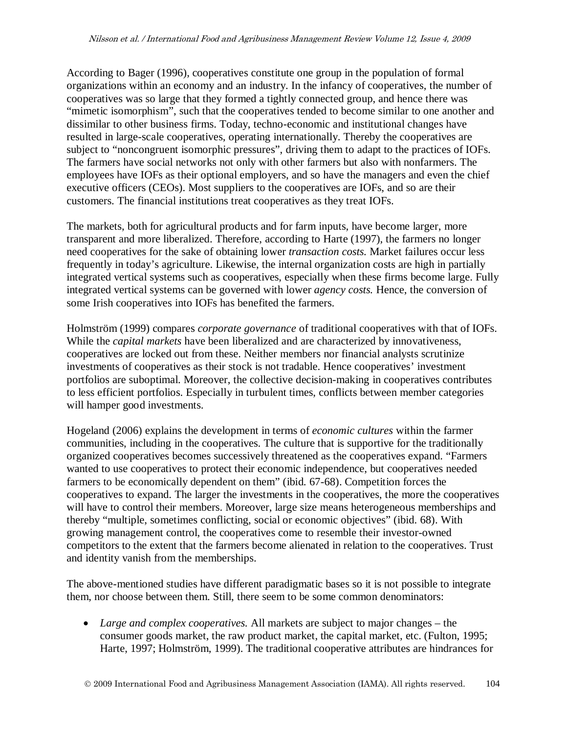According to Bager (1996), cooperatives constitute one group in the population of formal organizations within an economy and an industry. In the infancy of cooperatives, the number of cooperatives was so large that they formed a tightly connected group, and hence there was "mimetic isomorphism", such that the cooperatives tended to become similar to one another and dissimilar to other business firms. Today, techno-economic and institutional changes have resulted in large-scale cooperatives, operating internationally. Thereby the cooperatives are subject to "noncongruent isomorphic pressures", driving them to adapt to the practices of IOFs. The farmers have social networks not only with other farmers but also with nonfarmers. The employees have IOFs as their optional employers, and so have the managers and even the chief executive officers (CEOs). Most suppliers to the cooperatives are IOFs, and so are their customers. The financial institutions treat cooperatives as they treat IOFs.

The markets, both for agricultural products and for farm inputs, have become larger, more transparent and more liberalized. Therefore, according to Harte (1997), the farmers no longer need cooperatives for the sake of obtaining lower *transaction costs.* Market failures occur less frequently in today's agriculture. Likewise, the internal organization costs are high in partially integrated vertical systems such as cooperatives, especially when these firms become large. Fully integrated vertical systems can be governed with lower *agency costs.* Hence, the conversion of some Irish cooperatives into IOFs has benefited the farmers.

Holmström (1999) compares *corporate governance* of traditional cooperatives with that of IOFs. While the *capital markets* have been liberalized and are characterized by innovativeness, cooperatives are locked out from these. Neither members nor financial analysts scrutinize investments of cooperatives as their stock is not tradable. Hence cooperatives' investment portfolios are suboptimal. Moreover, the collective decision-making in cooperatives contributes to less efficient portfolios. Especially in turbulent times, conflicts between member categories will hamper good investments.

Hogeland (2006) explains the development in terms of *economic cultures* within the farmer communities, including in the cooperatives. The culture that is supportive for the traditionally organized cooperatives becomes successively threatened as the cooperatives expand. "Farmers wanted to use cooperatives to protect their economic independence, but cooperatives needed farmers to be economically dependent on them" (ibid. 67-68). Competition forces the cooperatives to expand. The larger the investments in the cooperatives, the more the cooperatives will have to control their members. Moreover, large size means heterogeneous memberships and thereby "multiple, sometimes conflicting, social or economic objectives" (ibid. 68). With growing management control, the cooperatives come to resemble their investor-owned competitors to the extent that the farmers become alienated in relation to the cooperatives. Trust and identity vanish from the memberships.

The above-mentioned studies have different paradigmatic bases so it is not possible to integrate them, nor choose between them. Still, there seem to be some common denominators:

- *Large and complex cooperatives.* All markets are subject to major changes – the consumer goods market, the raw product market, the capital market, etc. (Fulton, 1995; Harte, 1997; Holmström, 1999). The traditional cooperative attributes are hindrances for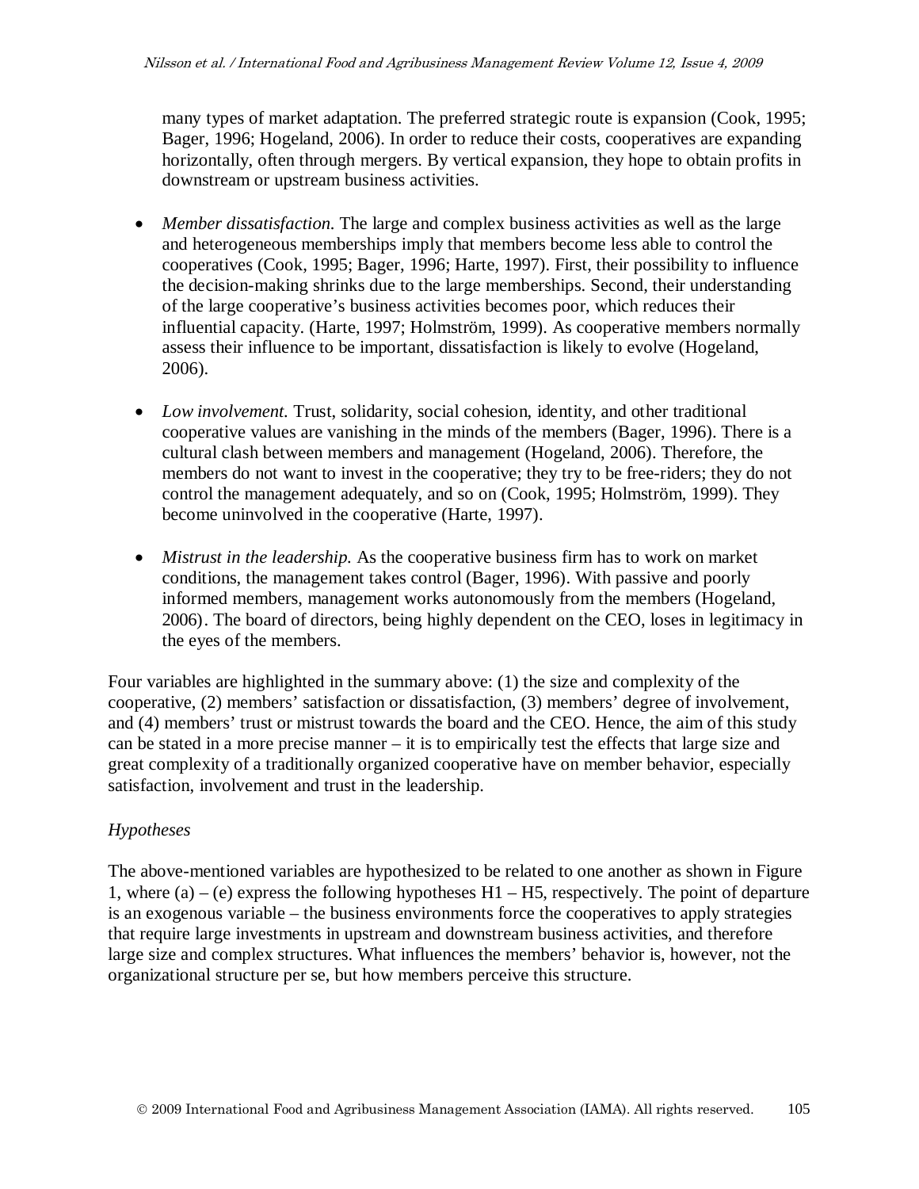many types of market adaptation. The preferred strategic route is expansion (Cook, 1995; Bager, 1996; Hogeland, 2006). In order to reduce their costs, cooperatives are expanding horizontally, often through mergers. By vertical expansion, they hope to obtain profits in downstream or upstream business activities.

- *Member dissatisfaction.* The large and complex business activities as well as the large and heterogeneous memberships imply that members become less able to control the cooperatives (Cook, 1995; Bager, 1996; Harte, 1997). First, their possibility to influence the decision-making shrinks due to the large memberships. Second, their understanding of the large cooperative's business activities becomes poor, which reduces their influential capacity. (Harte, 1997; Holmström, 1999). As cooperative members normally assess their influence to be important, dissatisfaction is likely to evolve (Hogeland, 2006).

- *Low involvement.* Trust, solidarity, social cohesion, identity, and other traditional cooperative values are vanishing in the minds of the members (Bager, 1996). There is a cultural clash between members and management (Hogeland, 2006). Therefore, the members do not want to invest in the cooperative; they try to be free-riders; they do not control the management adequately, and so on (Cook, 1995; Holmström, 1999). They become uninvolved in the cooperative (Harte, 1997).

- *Mistrust in the leadership.* As the cooperative business firm has to work on market conditions, the management takes control (Bager, 1996). With passive and poorly informed members, management works autonomously from the members (Hogeland, 2006). The board of directors, being highly dependent on the CEO, loses in legitimacy in the eyes of the members.

Four variables are highlighted in the summary above: (1) the size and complexity of the cooperative, (2) members' satisfaction or dissatisfaction, (3) members' degree of involvement, and (4) members' trust or mistrust towards the board and the CEO. Hence, the aim of this study can be stated in a more precise manner – it is to empirically test the effects that large size and great complexity of a traditionally organized cooperative have on member behavior, especially satisfaction, involvement and trust in the leadership.

*Hypotheses*

The above-mentioned variables are hypothesized to be related to one another as shown in Figure 1, where (a) – (e) express the following hypotheses H1 – H5, respectively. The point of departure is an exogenous variable – the business environments force the cooperatives to apply strategies that require large investments in upstream and downstream business activities, and therefore large size and complex structures. What influences the members' behavior is, however, not the organizational structure per se, but how members perceive this structure.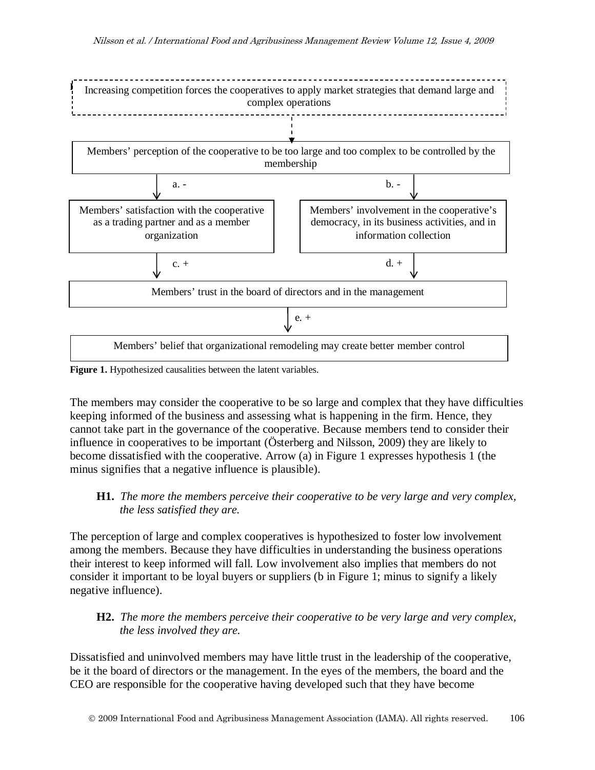Increasing competition forces the cooperatives to apply market strategies that demand large and complex operations

Members' perception of the cooperative to be too large and too complex to be controlled by the membership

a. -

b. -

Members' satisfaction with the cooperative as a trading partner and as a member organization

Members' involvement in the cooperative's democracy, in its business activities, and in information collection

c. +

d. +

Members' trust in the board of directors and in the management

e. +

Members' belief that organizational remodeling may create better member control

**Figure 1.** Hypothesized causalities between the latent variables.

The members may consider the cooperative to be so large and complex that they have difficulties keeping informed of the business and assessing what is happening in the firm. Hence, they cannot take part in the governance of the cooperative. Because members tend to consider their influence in cooperatives to be important (Österberg and Nilsson, 2009) they are likely to become dissatisfied with the cooperative. Arrow (a) in Figure 1 expresses hypothesis 1 (the minus signifies that a negative influence is plausible).

> **H1.** *The more the members perceive their cooperative to be very large and very complex, the less satisfied they are.*

The perception of large and complex cooperatives is hypothesized to foster low involvement among the members. Because they have difficulties in understanding the business operations their interest to keep informed will fall. Low involvement also implies that members do not consider it important to be loyal buyers or suppliers (b in Figure 1; minus to signify a likely negative influence).

> **H2.** *The more the members perceive their cooperative to be very large and very complex, the less involved they are.*

Dissatisfied and uninvolved members may have little trust in the leadership of the cooperative, be it the board of directors or the management. In the eyes of the members, the board and the CEO are responsible for the cooperative having developed such that they have become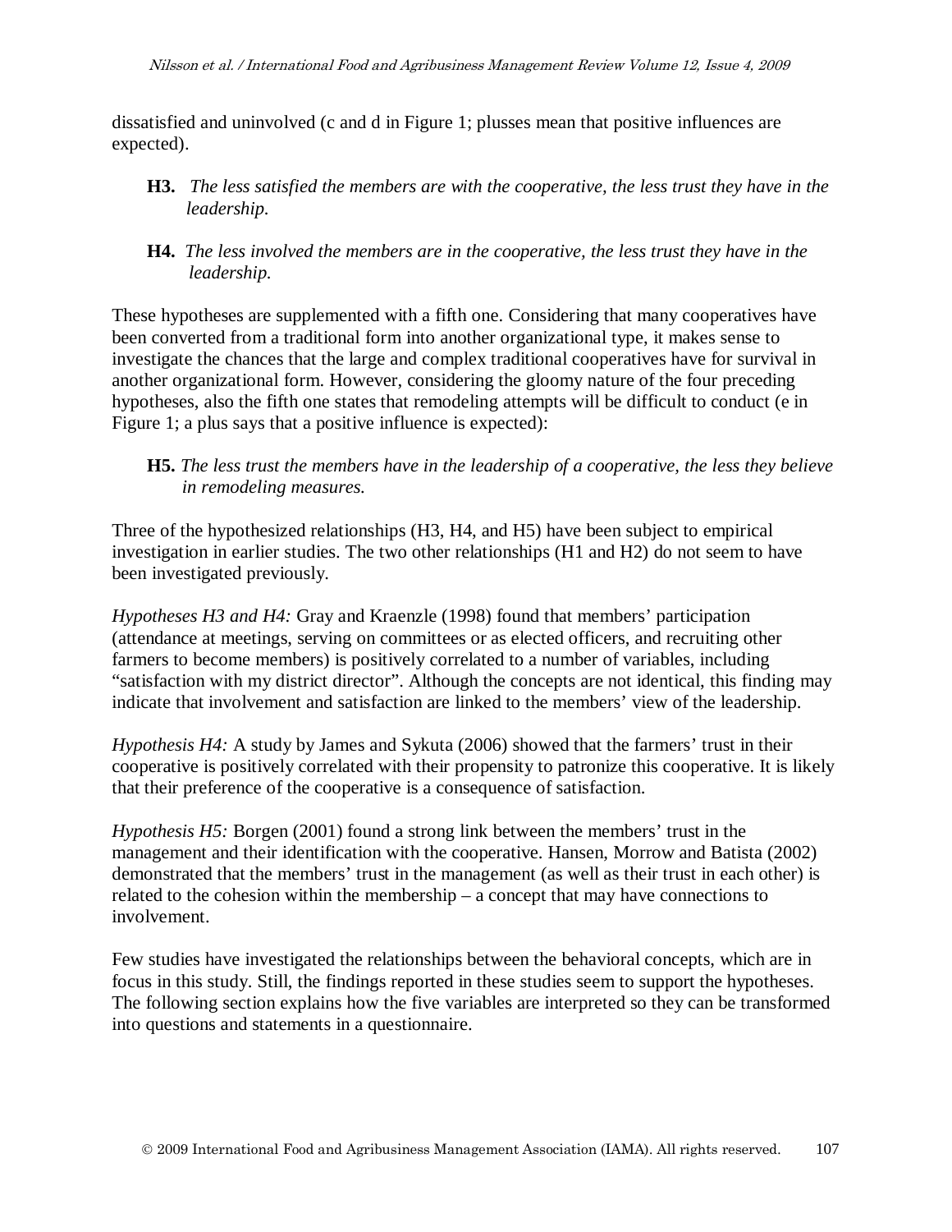dissatisfied and uninvolved (c and d in Figure 1; plusses mean that positive influences are expected).

**H3.** *The less satisfied the members are with the cooperative, the less trust they have in the leadership.*

**H4.** *The less involved the members are in the cooperative, the less trust they have in the leadership.*

These hypotheses are supplemented with a fifth one. Considering that many cooperatives have been converted from a traditional form into another organizational type, it makes sense to investigate the chances that the large and complex traditional cooperatives have for survival in another organizational form. However, considering the gloomy nature of the four preceding hypotheses, also the fifth one states that remodeling attempts will be difficult to conduct (e in Figure 1; a plus says that a positive influence is expected):

**H5.** *The less trust the members have in the leadership of a cooperative, the less they believe in remodeling measures.*

Three of the hypothesized relationships (H3, H4, and H5) have been subject to empirical investigation in earlier studies. The two other relationships (H1 and H2) do not seem to have been investigated previously.

*Hypotheses H3 and H4:* Gray and Kraenzle (1998) found that members' participation (attendance at meetings, serving on committees or as elected officers, and recruiting other farmers to become members) is positively correlated to a number of variables, including "satisfaction with my district director". Although the concepts are not identical, this finding may indicate that involvement and satisfaction are linked to the members' view of the leadership.

*Hypothesis H4:* A study by James and Sykuta (2006) showed that the farmers' trust in their cooperative is positively correlated with their propensity to patronize this cooperative. It is likely that their preference of the cooperative is a consequence of satisfaction.

*Hypothesis H5:* Borgen (2001) found a strong link between the members' trust in the management and their identification with the cooperative. Hansen, Morrow and Batista (2002) demonstrated that the members' trust in the management (as well as their trust in each other) is related to the cohesion within the membership – a concept that may have connections to involvement.

Few studies have investigated the relationships between the behavioral concepts, which are in focus in this study. Still, the findings reported in these studies seem to support the hypotheses. The following section explains how the five variables are interpreted so they can be transformed into questions and statements in a questionnaire.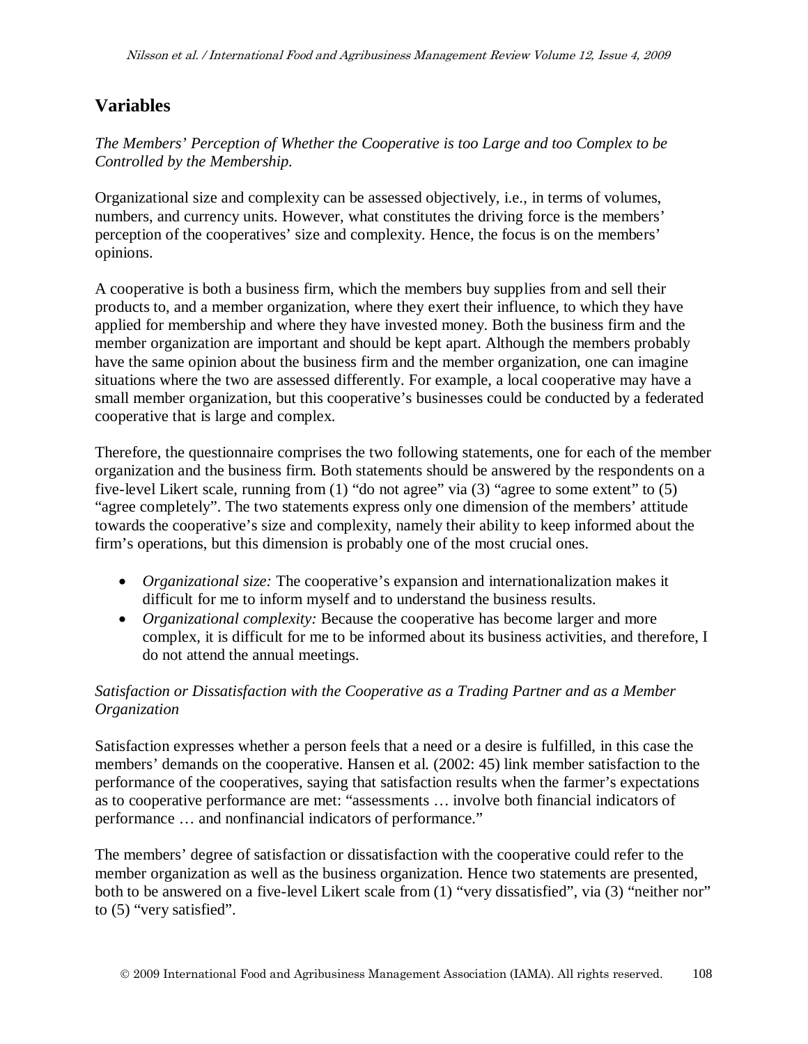## Variables

*The Members' Perception of Whether the Cooperative is too Large and too Complex to be Controlled by the Membership.*

Organizational size and complexity can be assessed objectively, i.e., in terms of volumes, numbers, and currency units. However, what constitutes the driving force is the members' perception of the cooperatives' size and complexity. Hence, the focus is on the members' opinions.

A cooperative is both a business firm, which the members buy supplies from and sell their products to, and a member organization, where they exert their influence, to which they have applied for membership and where they have invested money. Both the business firm and the member organization are important and should be kept apart. Although the members probably have the same opinion about the business firm and the member organization, one can imagine situations where the two are assessed differently. For example, a local cooperative may have a small member organization, but this cooperative's businesses could be conducted by a federated cooperative that is large and complex.

Therefore, the questionnaire comprises the two following statements, one for each of the member organization and the business firm. Both statements should be answered by the respondents on a five-level Likert scale, running from (1) "do not agree" via (3) "agree to some extent" to (5) "agree completely". The two statements express only one dimension of the members' attitude towards the cooperative's size and complexity, namely their ability to keep informed about the firm's operations, but this dimension is probably one of the most crucial ones.

- *Organizational size:* The cooperative's expansion and internationalization makes it difficult for me to inform myself and to understand the business results.
- *Organizational complexity:* Because the cooperative has become larger and more complex, it is difficult for me to be informed about its business activities, and therefore, I do not attend the annual meetings.

*Satisfaction or Dissatisfaction with the Cooperative as a Trading Partner and as a Member Organization*

Satisfaction expresses whether a person feels that a need or a desire is fulfilled, in this case the members' demands on the cooperative. Hansen et al. (2002: 45) link member satisfaction to the performance of the cooperatives, saying that satisfaction results when the farmer's expectations as to cooperative performance are met: "assessments … involve both financial indicators of performance … and nonfinancial indicators of performance."

The members' degree of satisfaction or dissatisfaction with the cooperative could refer to the member organization as well as the business organization. Hence two statements are presented, both to be answered on a five-level Likert scale from (1) "very dissatisfied", via (3) "neither nor" to (5) "very satisfied".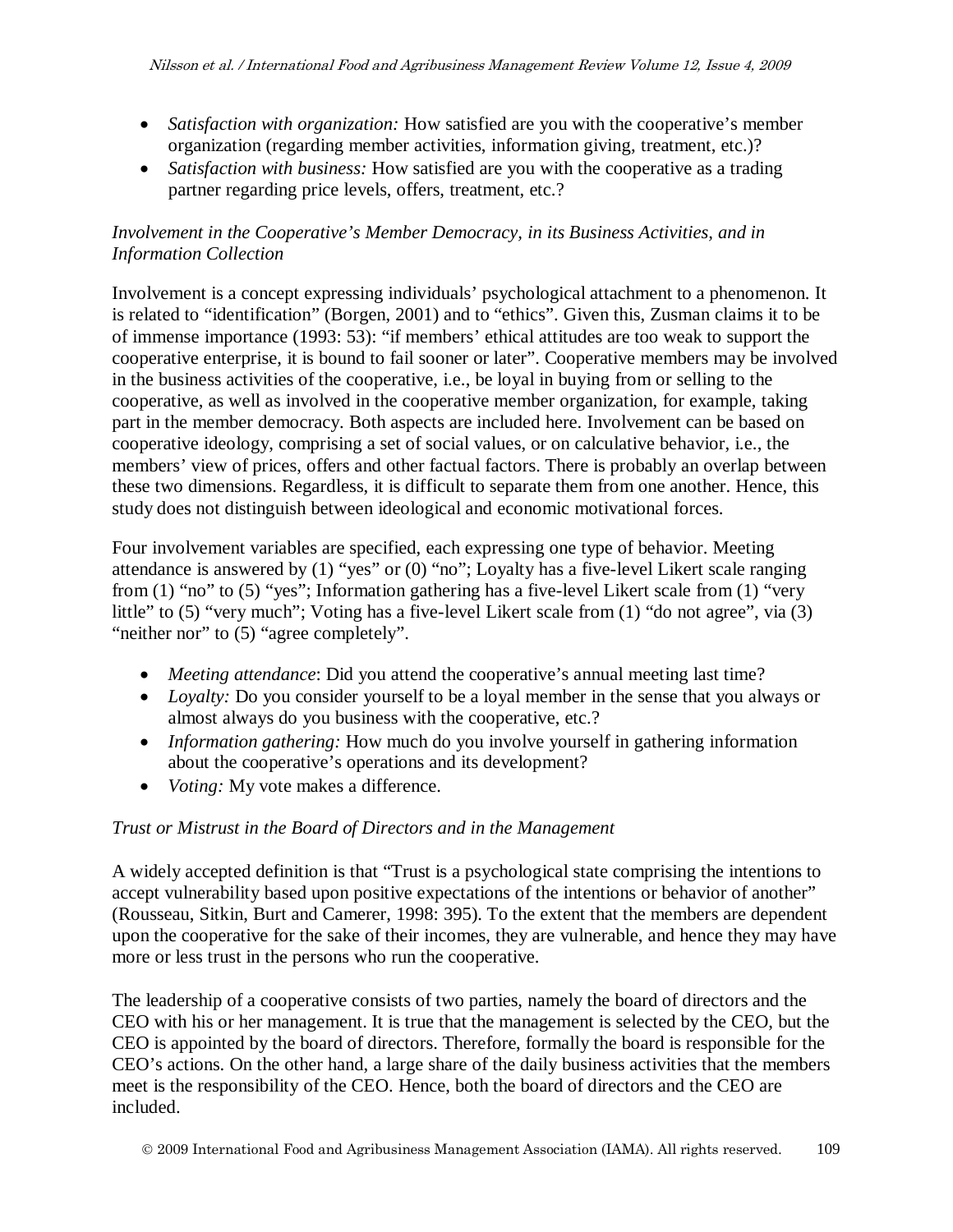- *Satisfaction with organization:* How satisfied are you with the cooperative's member organization (regarding member activities, information giving, treatment, etc.)?
- *Satisfaction with business:* How satisfied are you with the cooperative as a trading partner regarding price levels, offers, treatment, etc.?

### *Involvement in the Cooperative's Member Democracy, in its Business Activities, and in Information Collection*

Involvement is a concept expressing individuals' psychological attachment to a phenomenon. It is related to "identification" (Borgen, 2001) and to "ethics". Given this, Zusman claims it to be of immense importance (1993: 53): "if members' ethical attitudes are too weak to support the cooperative enterprise, it is bound to fail sooner or later". Cooperative members may be involved in the business activities of the cooperative, i.e., be loyal in buying from or selling to the cooperative, as well as involved in the cooperative member organization, for example, taking part in the member democracy. Both aspects are included here. Involvement can be based on cooperative ideology, comprising a set of social values, or on calculative behavior, i.e., the members' view of prices, offers and other factual factors. There is probably an overlap between these two dimensions. Regardless, it is difficult to separate them from one another. Hence, this study does not distinguish between ideological and economic motivational forces.

Four involvement variables are specified, each expressing one type of behavior. Meeting attendance is answered by (1) "yes" or (0) "no"; Loyalty has a five-level Likert scale ranging from (1) "no" to (5) "yes"; Information gathering has a five-level Likert scale from (1) "very little" to (5) "very much"; Voting has a five-level Likert scale from (1) "do not agree", via (3) "neither nor" to (5) "agree completely".

- *Meeting attendance*: Did you attend the cooperative's annual meeting last time?
- *Loyalty:* Do you consider yourself to be a loyal member in the sense that you always or almost always do you business with the cooperative, etc.?
- *Information gathering:* How much do you involve yourself in gathering information about the cooperative's operations and its development?
- *Voting:* My vote makes a difference.

### *Trust or Mistrust in the Board of Directors and in the Management*

A widely accepted definition is that "Trust is a psychological state comprising the intentions to accept vulnerability based upon positive expectations of the intentions or behavior of another" (Rousseau, Sitkin, Burt and Camerer, 1998: 395). To the extent that the members are dependent upon the cooperative for the sake of their incomes, they are vulnerable, and hence they may have more or less trust in the persons who run the cooperative.

The leadership of a cooperative consists of two parties, namely the board of directors and the CEO with his or her management. It is true that the management is selected by the CEO, but the CEO is appointed by the board of directors. Therefore, formally the board is responsible for the CEO's actions. On the other hand, a large share of the daily business activities that the members meet is the responsibility of the CEO. Hence, both the board of directors and the CEO are included.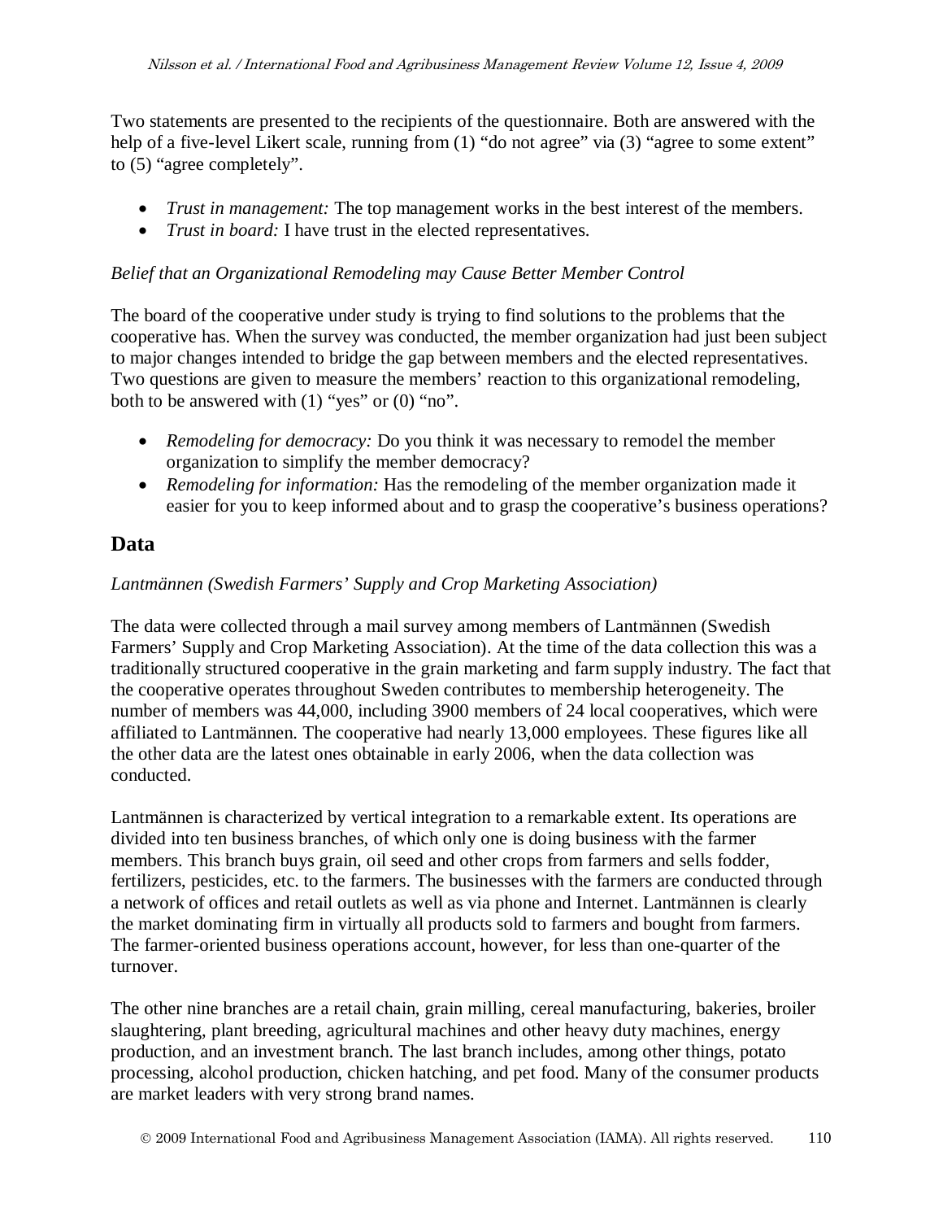Two statements are presented to the recipients of the questionnaire. Both are answered with the help of a five-level Likert scale, running from (1) "do not agree" via (3) "agree to some extent" to (5) "agree completely".

- *Trust in management:* The top management works in the best interest of the members.
- *Trust in board:* I have trust in the elected representatives.

*Belief that an Organizational Remodeling may Cause Better Member Control*

The board of the cooperative under study is trying to find solutions to the problems that the cooperative has. When the survey was conducted, the member organization had just been subject to major changes intended to bridge the gap between members and the elected representatives. Two questions are given to measure the members' reaction to this organizational remodeling, both to be answered with (1) "yes" or (0) "no".

- *Remodeling for democracy:* Do you think it was necessary to remodel the member organization to simplify the member democracy?
- *Remodeling for information:* Has the remodeling of the member organization made it easier for you to keep informed about and to grasp the cooperative's business operations?

## Data

*Lantmännen (Swedish Farmers' Supply and Crop Marketing Association)*

The data were collected through a mail survey among members of Lantmännen (Swedish Farmers' Supply and Crop Marketing Association). At the time of the data collection this was a traditionally structured cooperative in the grain marketing and farm supply industry. The fact that the cooperative operates throughout Sweden contributes to membership heterogeneity. The number of members was 44,000, including 3900 members of 24 local cooperatives, which were affiliated to Lantmännen. The cooperative had nearly 13,000 employees. These figures like all the other data are the latest ones obtainable in early 2006, when the data collection was conducted.

Lantmännen is characterized by vertical integration to a remarkable extent. Its operations are divided into ten business branches, of which only one is doing business with the farmer members. This branch buys grain, oil seed and other crops from farmers and sells fodder, fertilizers, pesticides, etc. to the farmers. The businesses with the farmers are conducted through a network of offices and retail outlets as well as via phone and Internet. Lantmännen is clearly the market dominating firm in virtually all products sold to farmers and bought from farmers. The farmer-oriented business operations account, however, for less than one-quarter of the turnover.

The other nine branches are a retail chain, grain milling, cereal manufacturing, bakeries, broiler slaughtering, plant breeding, agricultural machines and other heavy duty machines, energy production, and an investment branch. The last branch includes, among other things, potato processing, alcohol production, chicken hatching, and pet food. Many of the consumer products are market leaders with very strong brand names.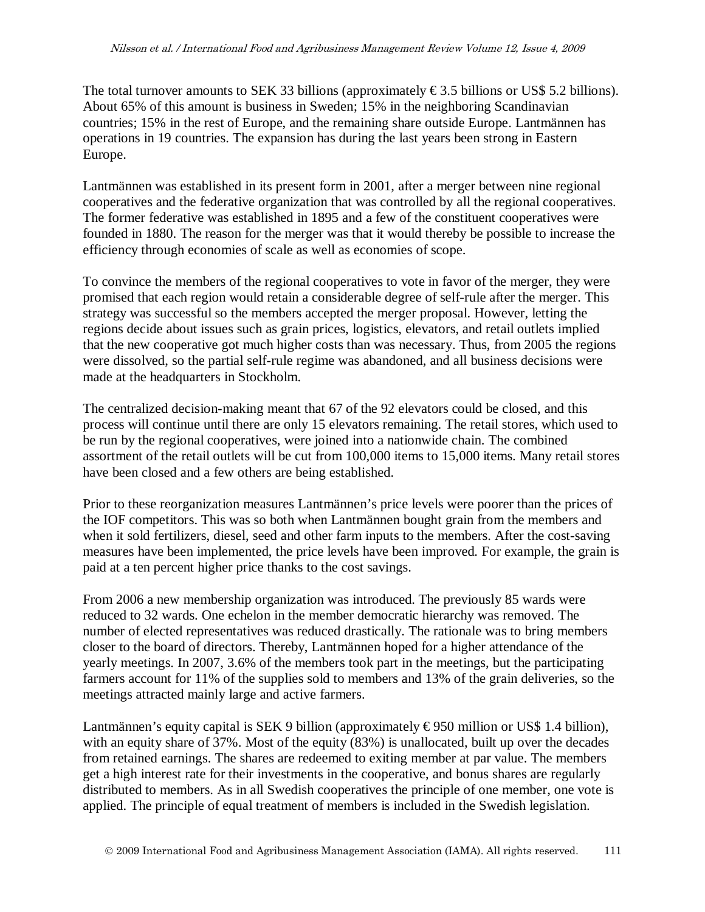The total turnover amounts to SEK 33 billions (approximately € 3.5 billions or US$ 5.2 billions). About 65% of this amount is business in Sweden; 15% in the neighboring Scandinavian countries; 15% in the rest of Europe, and the remaining share outside Europe. Lantmännen has operations in 19 countries. The expansion has during the last years been strong in Eastern Europe.

Lantmännen was established in its present form in 2001, after a merger between nine regional cooperatives and the federative organization that was controlled by all the regional cooperatives. The former federative was established in 1895 and a few of the constituent cooperatives were founded in 1880. The reason for the merger was that it would thereby be possible to increase the efficiency through economies of scale as well as economies of scope.

To convince the members of the regional cooperatives to vote in favor of the merger, they were promised that each region would retain a considerable degree of self-rule after the merger. This strategy was successful so the members accepted the merger proposal. However, letting the regions decide about issues such as grain prices, logistics, elevators, and retail outlets implied that the new cooperative got much higher costs than was necessary. Thus, from 2005 the regions were dissolved, so the partial self-rule regime was abandoned, and all business decisions were made at the headquarters in Stockholm.

The centralized decision-making meant that 67 of the 92 elevators could be closed, and this process will continue until there are only 15 elevators remaining. The retail stores, which used to be run by the regional cooperatives, were joined into a nationwide chain. The combined assortment of the retail outlets will be cut from 100,000 items to 15,000 items. Many retail stores have been closed and a few others are being established.

Prior to these reorganization measures Lantmännen's price levels were poorer than the prices of the IOF competitors. This was so both when Lantmännen bought grain from the members and when it sold fertilizers, diesel, seed and other farm inputs to the members. After the cost-saving measures have been implemented, the price levels have been improved. For example, the grain is paid at a ten percent higher price thanks to the cost savings.

From 2006 a new membership organization was introduced. The previously 85 wards were reduced to 32 wards. One echelon in the member democratic hierarchy was removed. The number of elected representatives was reduced drastically. The rationale was to bring members closer to the board of directors. Thereby, Lantmännen hoped for a higher attendance of the yearly meetings. In 2007, 3.6% of the members took part in the meetings, but the participating farmers account for 11% of the supplies sold to members and 13% of the grain deliveries, so the meetings attracted mainly large and active farmers.

Lantmännen's equity capital is SEK 9 billion (approximately € 950 million or US$ 1.4 billion), with an equity share of 37%. Most of the equity (83%) is unallocated, built up over the decades from retained earnings. The shares are redeemed to exiting member at par value. The members get a high interest rate for their investments in the cooperative, and bonus shares are regularly distributed to members. As in all Swedish cooperatives the principle of one member, one vote is applied. The principle of equal treatment of members is included in the Swedish legislation.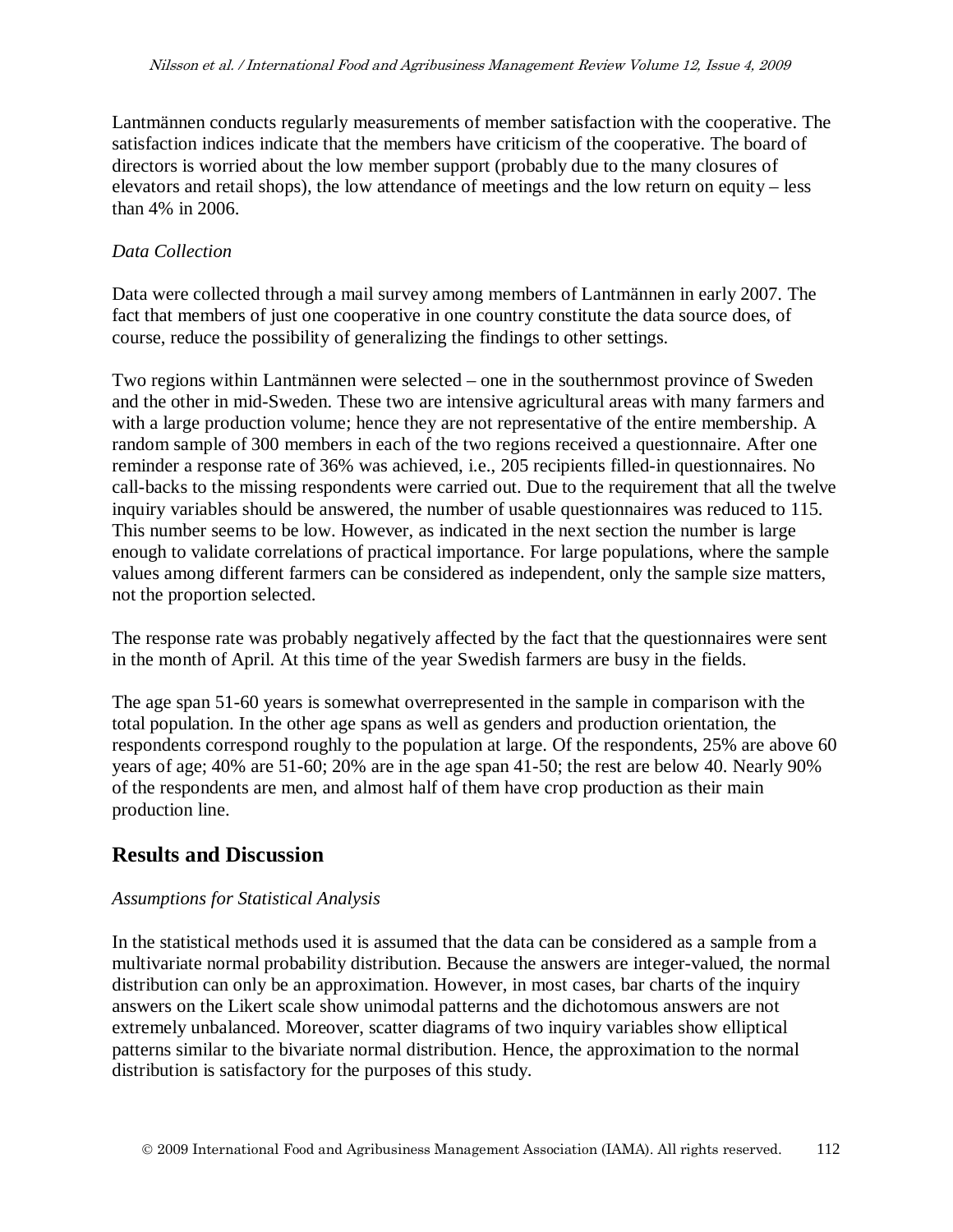Lantmännen conducts regularly measurements of member satisfaction with the cooperative. The satisfaction indices indicate that the members have criticism of the cooperative. The board of directors is worried about the low member support (probably due to the many closures of elevators and retail shops), the low attendance of meetings and the low return on equity – less than 4% in 2006.

*Data Collection*

Data were collected through a mail survey among members of Lantmännen in early 2007. The fact that members of just one cooperative in one country constitute the data source does, of course, reduce the possibility of generalizing the findings to other settings.

Two regions within Lantmännen were selected – one in the southernmost province of Sweden and the other in mid-Sweden. These two are intensive agricultural areas with many farmers and with a large production volume; hence they are not representative of the entire membership. A random sample of 300 members in each of the two regions received a questionnaire. After one reminder a response rate of 36% was achieved, i.e., 205 recipients filled-in questionnaires. No call-backs to the missing respondents were carried out. Due to the requirement that all the twelve inquiry variables should be answered, the number of usable questionnaires was reduced to 115. This number seems to be low. However, as indicated in the next section the number is large enough to validate correlations of practical importance. For large populations, where the sample values among different farmers can be considered as independent, only the sample size matters, not the proportion selected.

The response rate was probably negatively affected by the fact that the questionnaires were sent in the month of April. At this time of the year Swedish farmers are busy in the fields.

The age span 51-60 years is somewhat overrepresented in the sample in comparison with the total population. In the other age spans as well as genders and production orientation, the respondents correspond roughly to the population at large. Of the respondents, 25% are above 60 years of age; 40% are 51-60; 20% are in the age span 41-50; the rest are below 40. Nearly 90% of the respondents are men, and almost half of them have crop production as their main production line.

## Results and Discussion

*Assumptions for Statistical Analysis*

In the statistical methods used it is assumed that the data can be considered as a sample from a multivariate normal probability distribution. Because the answers are integer-valued, the normal distribution can only be an approximation. However, in most cases, bar charts of the inquiry answers on the Likert scale show unimodal patterns and the dichotomous answers are not extremely unbalanced. Moreover, scatter diagrams of two inquiry variables show elliptical patterns similar to the bivariate normal distribution. Hence, the approximation to the normal distribution is satisfactory for the purposes of this study.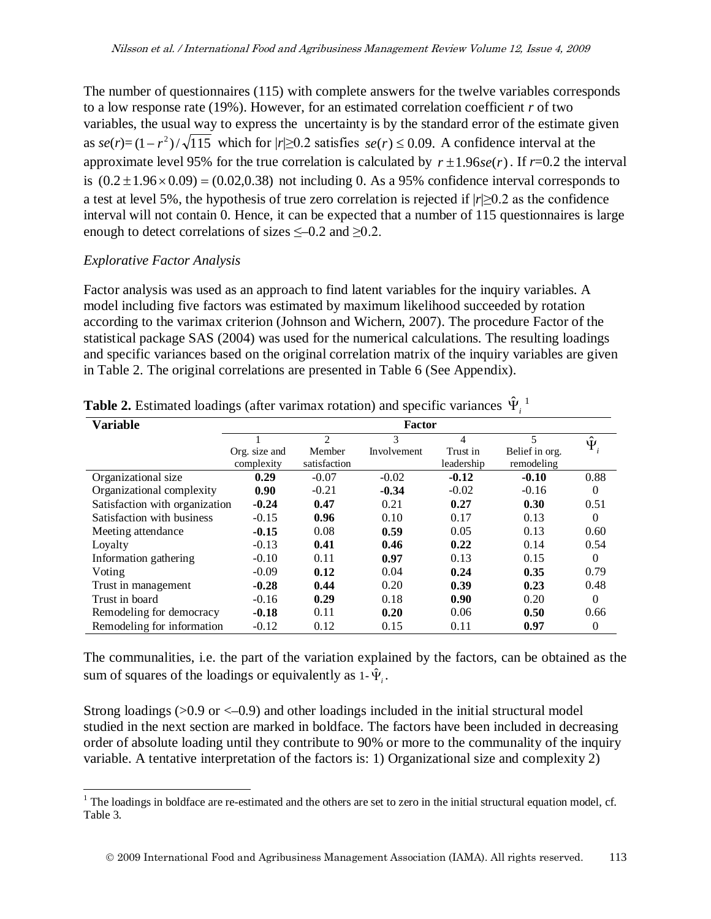The number of questionnaires (115) with complete answers for the twelve variables corresponds to a low response rate (19%). However, for an estimated correlation coefficient *r* of two variables, the usual way to express the uncertainty is by the standard error of the estimate given as $se(r) = (1 - r^2)/\sqrt{115}$ which for $|r| \geq 0.2$ satisfies $se(r) \leq 0.09$. A confidence interval at the approximate level 95% for the true correlation is calculated by $r \pm 1.96 se(r)$. If $r$=0.2 the interval is $(0.2 \pm 1.96 \times 0.09) = (0.02, 0.38)$ not including 0. As a 95% confidence interval corresponds to a test at level 5%, the hypothesis of true zero correlation is rejected if $|r| \geq 0.2$ as the confidence interval will not contain 0. Hence, it can be expected that a number of 115 questionnaires is large enough to detect correlations of sizes ≤–0.2 and ≥0.2.

*Explorative Factor Analysis*

Factor analysis was used as an approach to find latent variables for the inquiry variables. A model including five factors was estimated by maximum likelihood succeeded by rotation according to the varimax criterion (Johnson and Wichern, 2007). The procedure Factor of the statistical package SAS (2004) was used for the numerical calculations. The resulting loadings and specific variances based on the original correlation matrix of the inquiry variables are given in Table 2. The original correlations are presented in Table 6 (See Appendix).

**Table 2.** Estimated loadings (after varimax rotation) and specific variances $\hat{\Psi}_i$ [1]

| Variable | Factor | | | | | |
|---|---|---|---|---|---|---|
| | 1 Org. size and complexity | 2 Member satisfaction | 3 Involvement | 4 Trust in leadership | 5 Belief in org. remodeling | $\hat{\Psi}_i$ |
| Organizational size | **0.29** | -0.07 | -0.02 | **-0.12** | **-0.10** | 0.88 |
| Organizational complexity | **0.90** | -0.21 | **-0.34** | -0.02 | -0.16 | 0 |
| Satisfaction with organization | **-0.24** | **0.47** | 0.21 | **0.27** | **0.30** | 0.51 |
| Satisfaction with business | -0.15 | **0.96** | 0.10 | 0.17 | 0.13 | 0 |
| Meeting attendance | **-0.15** | 0.08 | **0.59** | 0.05 | 0.13 | 0.60 |
| Loyalty | -0.13 | **0.41** | **0.46** | **0.22** | 0.14 | 0.54 |
| Information gathering | -0.10 | 0.11 | **0.97** | 0.13 | 0.15 | 0 |
| Voting | -0.09 | **0.12** | 0.04 | **0.24** | **0.35** | 0.79 |
| Trust in management | **-0.28** | **0.44** | 0.20 | **0.39** | **0.23** | 0.48 |
| Trust in board | -0.16 | **0.29** | 0.18 | **0.90** | 0.20 | 0 |
| Remodeling for democracy | **-0.18** | 0.11 | **0.20** | 0.06 | **0.50** | 0.66 |
| Remodeling for information | -0.12 | 0.12 | 0.15 | 0.11 | **0.97** | 0 |

The communalities, i.e. the part of the variation explained by the factors, can be obtained as the sum of squares of the loadings or equivalently as $1 - \hat{\Psi}_i$.

Strong loadings (>0.9 or <–0.9) and other loadings included in the initial structural model studied in the next section are marked in boldface. The factors have been included in decreasing order of absolute loading until they contribute to 90% or more to the communality of the inquiry variable. A tentative interpretation of the factors is: 1) Organizational size and complexity 2)

[1] The loadings in boldface are re-estimated and the others are set to zero in the initial structural equation model, cf. Table 3.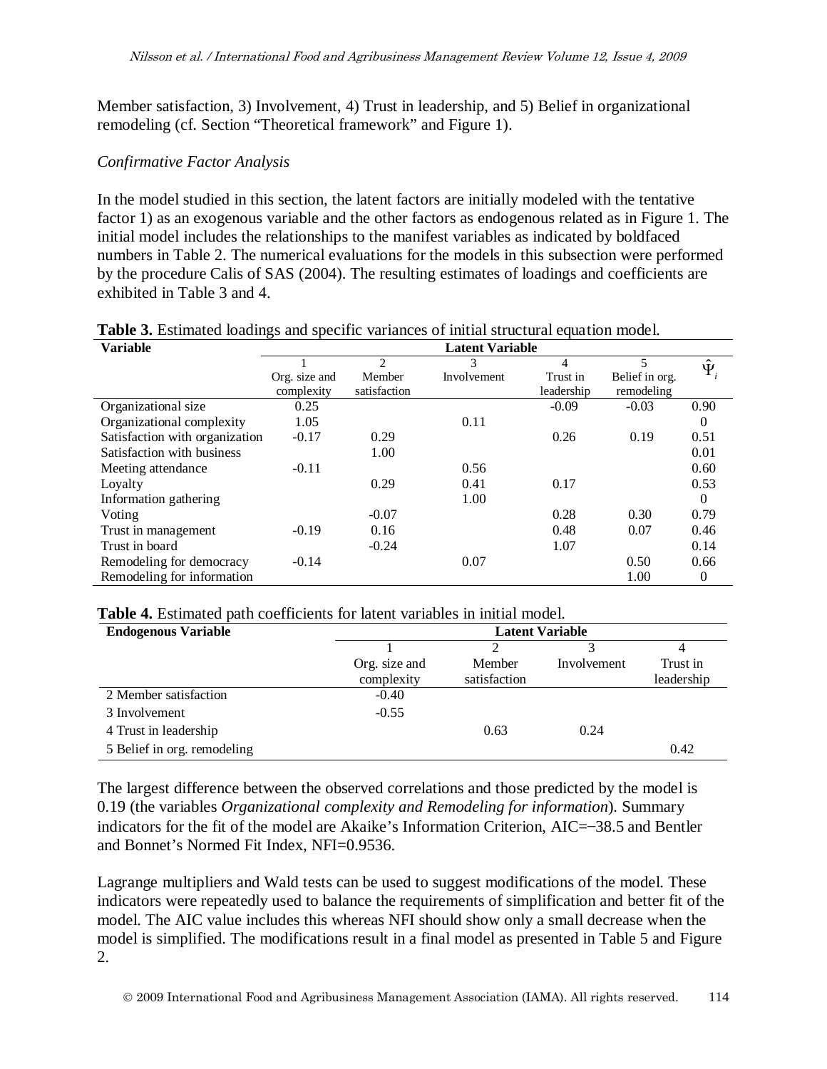Member satisfaction, 3) Involvement, 4) Trust in leadership, and 5) Belief in organizational remodeling (cf. Section "Theoretical framework" and Figure 1).

*Confirmative Factor Analysis*

In the model studied in this section, the latent factors are initially modeled with the tentative factor 1) as an exogenous variable and the other factors as endogenous related as in Figure 1. The initial model includes the relationships to the manifest variables as indicated by boldfaced numbers in Table 2. The numerical evaluations for the models in this subsection were performed by the procedure Calis of SAS (2004). The resulting estimates of loadings and coefficients are exhibited in Table 3 and 4.

**Table 3.** Estimated loadings and specific variances of initial structural equation model.

| Variable | Latent Variable | | | | | |
|---|---|---|---|---|---|---|
| | 1 Org. size and complexity | 2 Member satisfaction | 3 Involvement | 4 Trust in leadership | 5 Belief in org. remodeling | $\hat{\Psi}_i$ |
| Organizational size | 0.25 | | | -0.09 | -0.03 | 0.90 |
| Organizational complexity | 1.05 | | 0.11 | | | 0 |
| Satisfaction with organization | -0.17 | 0.29 | | 0.26 | 0.19 | 0.51 |
| Satisfaction with business | | 1.00 | | | | 0.01 |
| Meeting attendance | -0.11 | | 0.56 | | | 0.60 |
| Loyalty | | 0.29 | 0.41 | 0.17 | | 0.53 |
| Information gathering | | | 1.00 | | | 0 |
| Voting | | -0.07 | | 0.28 | 0.30 | 0.79 |
| Trust in management | -0.19 | 0.16 | | 0.48 | 0.07 | 0.46 |
| Trust in board | | -0.24 | | 1.07 | | 0.14 |
| Remodeling for democracy | -0.14 | | 0.07 | | 0.50 | 0.66 |
| Remodeling for information | | | | | 1.00 | 0 |

**Table 4.** Estimated path coefficients for latent variables in initial model.

| Endogenous Variable | Latent Variable | | | |
|---|---|---|---|---|
| | 1 Org. size and complexity | 2 Member satisfaction | 3 Involvement | 4 Trust in leadership |
| 2 Member satisfaction | -0.40 | | | |
| 3 Involvement | -0.55 | | | |
| 4 Trust in leadership | | 0.63 | 0.24 | |
| 5 Belief in org. remodeling | | | | 0.42 |

The largest difference between the observed correlations and those predicted by the model is 0.19 (the variables *Organizational complexity and Remodeling for information*). Summary indicators for the fit of the model are Akaike's Information Criterion, AIC=−38.5 and Bentler and Bonnet's Normed Fit Index, NFI=0.9536.

Lagrange multipliers and Wald tests can be used to suggest modifications of the model. These indicators were repeatedly used to balance the requirements of simplification and better fit of the model. The AIC value includes this whereas NFI should show only a small decrease when the model is simplified. The modifications result in a final model as presented in Table 5 and Figure 2.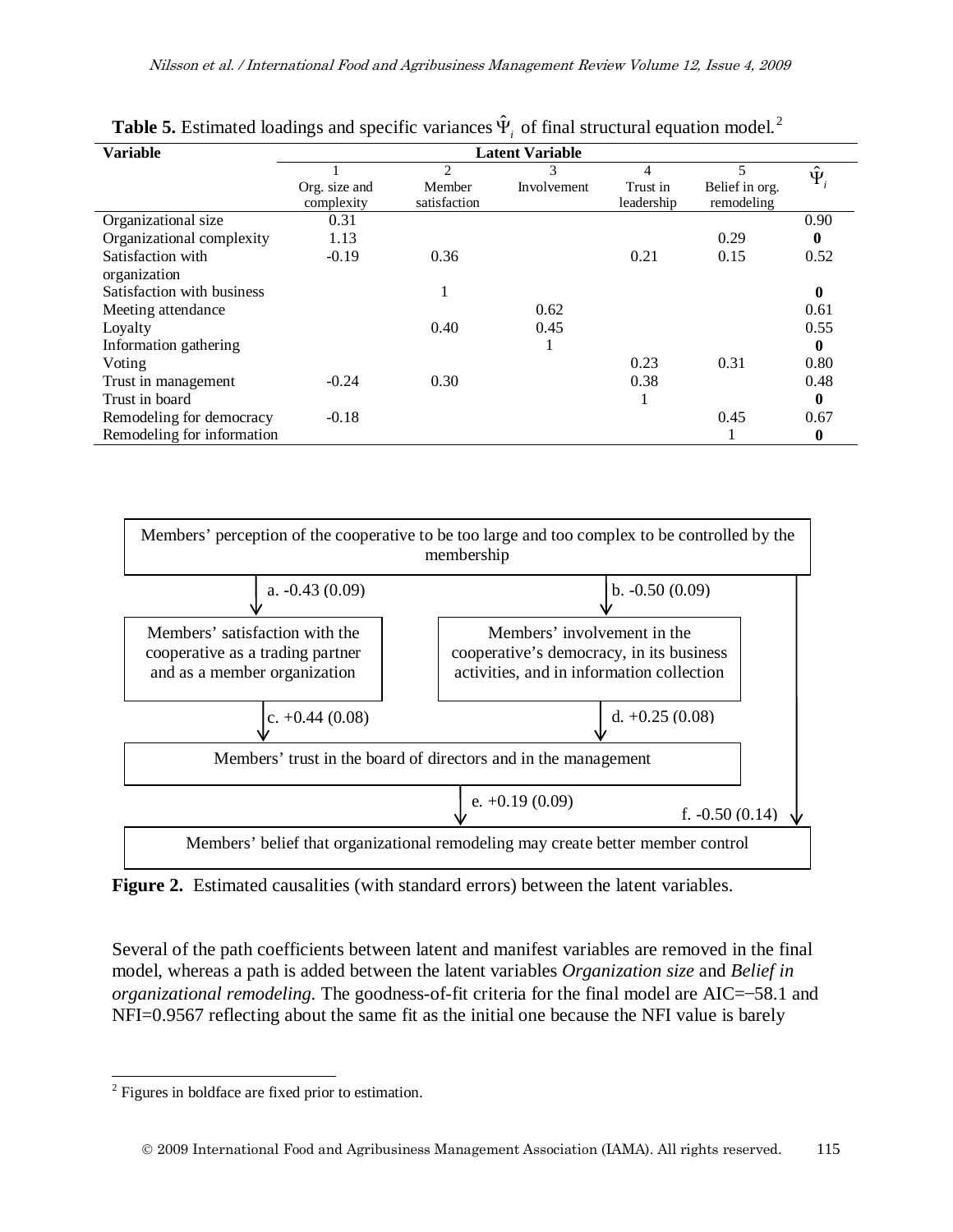**Table 5.** Estimated loadings and specific variances $\hat{\Psi}_i$ of final structural equation model.[2]

| Variable | Latent Variable | | | | | |
|---|---|---|---|---|---|---|
| | 1<br>Org. size and complexity | 2<br>Member satisfaction | 3<br>Involvement | 4<br>Trust in leadership | 5<br>Belief in org. remodeling | $\hat{\Psi}_i$ |
| Organizational size | 0.31 | | | | | 0.90 |
| Organizational complexity | 1.13 | | | | 0.29 | **0** |
| Satisfaction with organization | -0.19 | 0.36 | | 0.21 | 0.15 | 0.52 |
| Satisfaction with business | | 1 | | | | **0** |
| Meeting attendance | | | 0.62 | | | 0.61 |
| Loyalty | | 0.40 | 0.45 | | | 0.55 |
| Information gathering | | | 1 | | | **0** |
| Voting | | | | 0.23 | 0.31 | 0.80 |
| Trust in management | -0.24 | 0.30 | | 0.38 | | 0.48 |
| Trust in board | | | | 1 | | **0** |
| Remodeling for democracy | -0.18 | | | | 0.45 | 0.67 |
| Remodeling for information | | | | | 1 | **0** |

Members' perception of the cooperative to be too large and too complex to be controlled by the membership

a. -0.43 (0.09)

b. -0.50 (0.09)

Members' satisfaction with the cooperative as a trading partner and as a member organization

Members' involvement in the cooperative's democracy, in its business activities, and in information collection

c. +0.44 (0.08)

d. +0.25 (0.08)

Members' trust in the board of directors and in the management

e. +0.19 (0.09)

f. -0.50 (0.14)

Members' belief that organizational remodeling may create better member control

**Figure 2.** Estimated causalities (with standard errors) between the latent variables.

Several of the path coefficients between latent and manifest variables are removed in the final model, whereas a path is added between the latent variables *Organization size* and *Belief in organizational remodeling.* The goodness-of-fit criteria for the final model are AIC=−58.1 and NFI=0.9567 reflecting about the same fit as the initial one because the NFI value is barely

[2] Figures in boldface are fixed prior to estimation.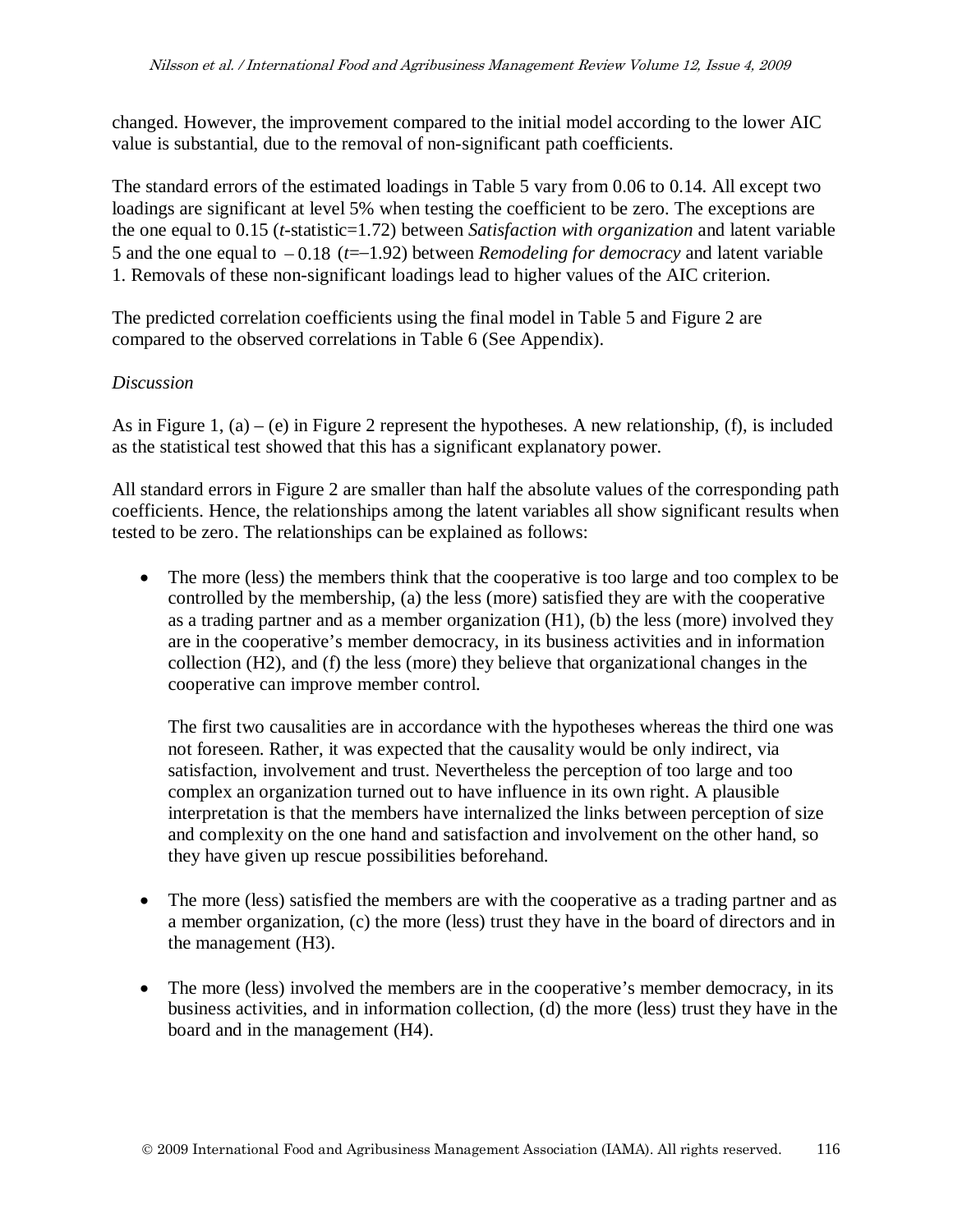changed. However, the improvement compared to the initial model according to the lower AIC value is substantial, due to the removal of non-significant path coefficients.

The standard errors of the estimated loadings in Table 5 vary from 0.06 to 0.14. All except two loadings are significant at level 5% when testing the coefficient to be zero. The exceptions are the one equal to 0.15 ($t$-statistic=1.72) between *Satisfaction with organization* and latent variable 5 and the one equal to $-0.18$ ($t$=−1.92) between *Remodeling for democracy* and latent variable 1. Removals of these non-significant loadings lead to higher values of the AIC criterion.

The predicted correlation coefficients using the final model in Table 5 and Figure 2 are compared to the observed correlations in Table 6 (See Appendix).

*Discussion*

As in Figure 1, (a) – (e) in Figure 2 represent the hypotheses. A new relationship, (f), is included as the statistical test showed that this has a significant explanatory power.

All standard errors in Figure 2 are smaller than half the absolute values of the corresponding path coefficients. Hence, the relationships among the latent variables all show significant results when tested to be zero. The relationships can be explained as follows:

- The more (less) the members think that the cooperative is too large and too complex to be controlled by the membership, (a) the less (more) satisfied they are with the cooperative as a trading partner and as a member organization (H1), (b) the less (more) involved they are in the cooperative's member democracy, in its business activities and in information collection (H2), and (f) the less (more) they believe that organizational changes in the cooperative can improve member control.

  The first two causalities are in accordance with the hypotheses whereas the third one was not foreseen. Rather, it was expected that the causality would be only indirect, via satisfaction, involvement and trust. Nevertheless the perception of too large and too complex an organization turned out to have influence in its own right. A plausible interpretation is that the members have internalized the links between perception of size and complexity on the one hand and satisfaction and involvement on the other hand, so they have given up rescue possibilities beforehand.

- The more (less) satisfied the members are with the cooperative as a trading partner and as a member organization, (c) the more (less) trust they have in the board of directors and in the management (H3).

- The more (less) involved the members are in the cooperative's member democracy, in its business activities, and in information collection, (d) the more (less) trust they have in the board and in the management (H4).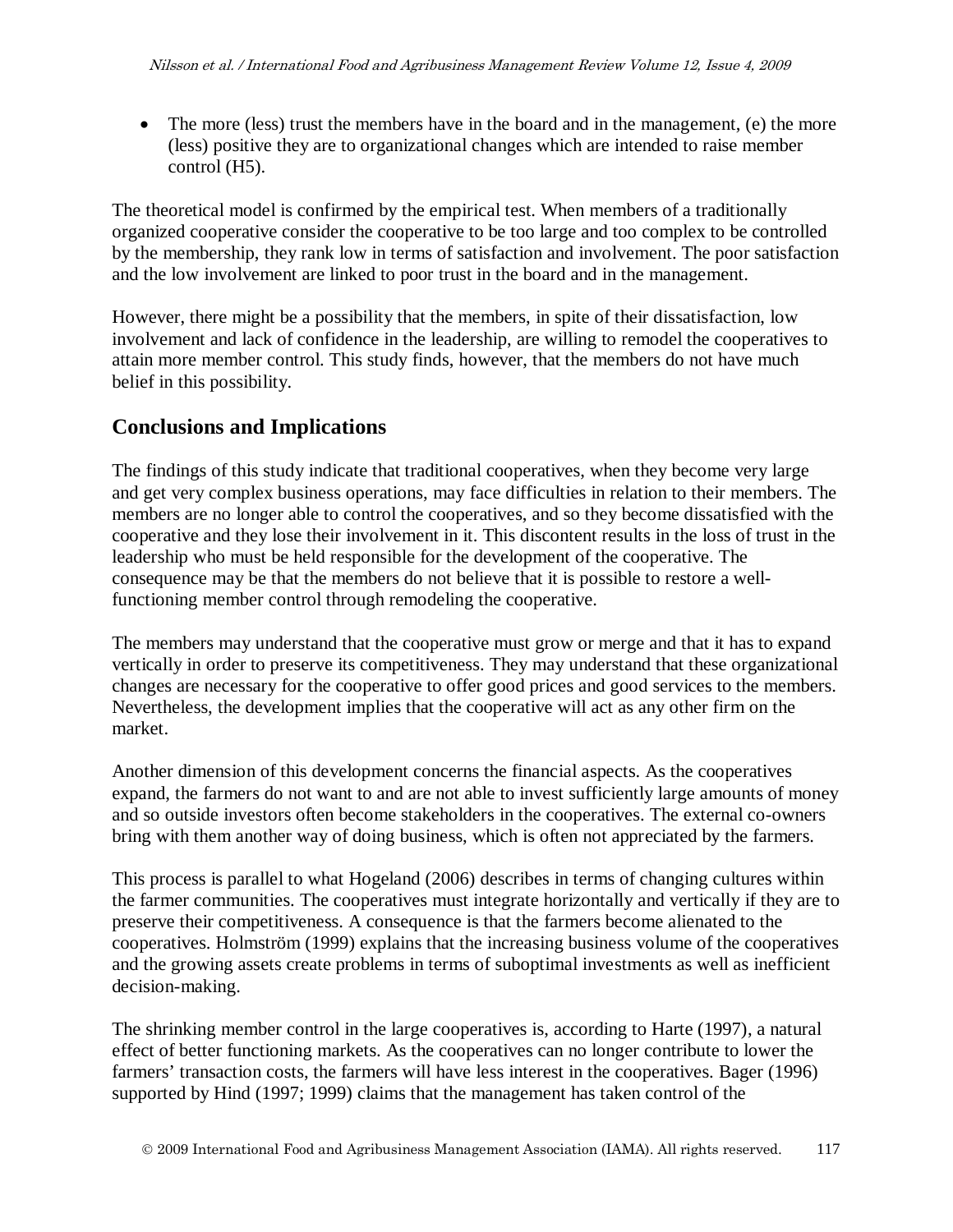- The more (less) trust the members have in the board and in the management, (e) the more (less) positive they are to organizational changes which are intended to raise member control (H5).

The theoretical model is confirmed by the empirical test. When members of a traditionally organized cooperative consider the cooperative to be too large and too complex to be controlled by the membership, they rank low in terms of satisfaction and involvement. The poor satisfaction and the low involvement are linked to poor trust in the board and in the management.

However, there might be a possibility that the members, in spite of their dissatisfaction, low involvement and lack of confidence in the leadership, are willing to remodel the cooperatives to attain more member control. This study finds, however, that the members do not have much belief in this possibility.

## Conclusions and Implications

The findings of this study indicate that traditional cooperatives, when they become very large and get very complex business operations, may face difficulties in relation to their members. The members are no longer able to control the cooperatives, and so they become dissatisfied with the cooperative and they lose their involvement in it. This discontent results in the loss of trust in the leadership who must be held responsible for the development of the cooperative. The consequence may be that the members do not believe that it is possible to restore a well-functioning member control through remodeling the cooperative.

The members may understand that the cooperative must grow or merge and that it has to expand vertically in order to preserve its competitiveness. They may understand that these organizational changes are necessary for the cooperative to offer good prices and good services to the members. Nevertheless, the development implies that the cooperative will act as any other firm on the market.

Another dimension of this development concerns the financial aspects. As the cooperatives expand, the farmers do not want to and are not able to invest sufficiently large amounts of money and so outside investors often become stakeholders in the cooperatives. The external co-owners bring with them another way of doing business, which is often not appreciated by the farmers.

This process is parallel to what Hogeland (2006) describes in terms of changing cultures within the farmer communities. The cooperatives must integrate horizontally and vertically if they are to preserve their competitiveness. A consequence is that the farmers become alienated to the cooperatives. Holmström (1999) explains that the increasing business volume of the cooperatives and the growing assets create problems in terms of suboptimal investments as well as inefficient decision-making.

The shrinking member control in the large cooperatives is, according to Harte (1997), a natural effect of better functioning markets. As the cooperatives can no longer contribute to lower the farmers' transaction costs, the farmers will have less interest in the cooperatives. Bager (1996) supported by Hind (1997; 1999) claims that the management has taken control of the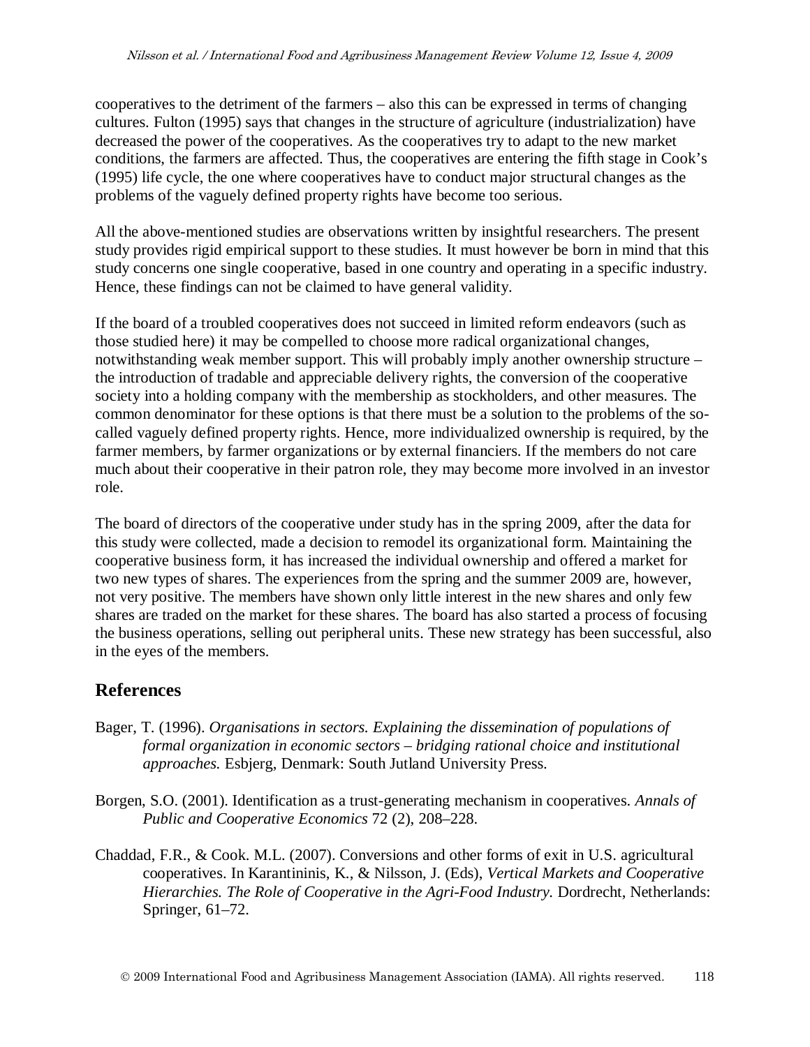cooperatives to the detriment of the farmers – also this can be expressed in terms of changing cultures. Fulton (1995) says that changes in the structure of agriculture (industrialization) have decreased the power of the cooperatives. As the cooperatives try to adapt to the new market conditions, the farmers are affected. Thus, the cooperatives are entering the fifth stage in Cook's (1995) life cycle, the one where cooperatives have to conduct major structural changes as the problems of the vaguely defined property rights have become too serious.

All the above-mentioned studies are observations written by insightful researchers. The present study provides rigid empirical support to these studies. It must however be born in mind that this study concerns one single cooperative, based in one country and operating in a specific industry. Hence, these findings can not be claimed to have general validity.

If the board of a troubled cooperatives does not succeed in limited reform endeavors (such as those studied here) it may be compelled to choose more radical organizational changes, notwithstanding weak member support. This will probably imply another ownership structure – the introduction of tradable and appreciable delivery rights, the conversion of the cooperative society into a holding company with the membership as stockholders, and other measures. The common denominator for these options is that there must be a solution to the problems of the so-called vaguely defined property rights. Hence, more individualized ownership is required, by the farmer members, by farmer organizations or by external financiers. If the members do not care much about their cooperative in their patron role, they may become more involved in an investor role.

The board of directors of the cooperative under study has in the spring 2009, after the data for this study were collected, made a decision to remodel its organizational form. Maintaining the cooperative business form, it has increased the individual ownership and offered a market for two new types of shares. The experiences from the spring and the summer 2009 are, however, not very positive. The members have shown only little interest in the new shares and only few shares are traded on the market for these shares. The board has also started a process of focusing the business operations, selling out peripheral units. These new strategy has been successful, also in the eyes of the members.

## References

Bager, T. (1996). *Organisations in sectors. Explaining the dissemination of populations of formal organization in economic sectors – bridging rational choice and institutional approaches.* Esbjerg, Denmark: South Jutland University Press.

Borgen, S.O. (2001). Identification as a trust-generating mechanism in cooperatives. *Annals of Public and Cooperative Economics* 72 (2), 208–228.

Chaddad, F.R., & Cook. M.L. (2007). Conversions and other forms of exit in U.S. agricultural cooperatives. In Karantininis, K., & Nilsson, J. (Eds), *Vertical Markets and Cooperative Hierarchies. The Role of Cooperative in the Agri-Food Industry.* Dordrecht, Netherlands: Springer, 61–72.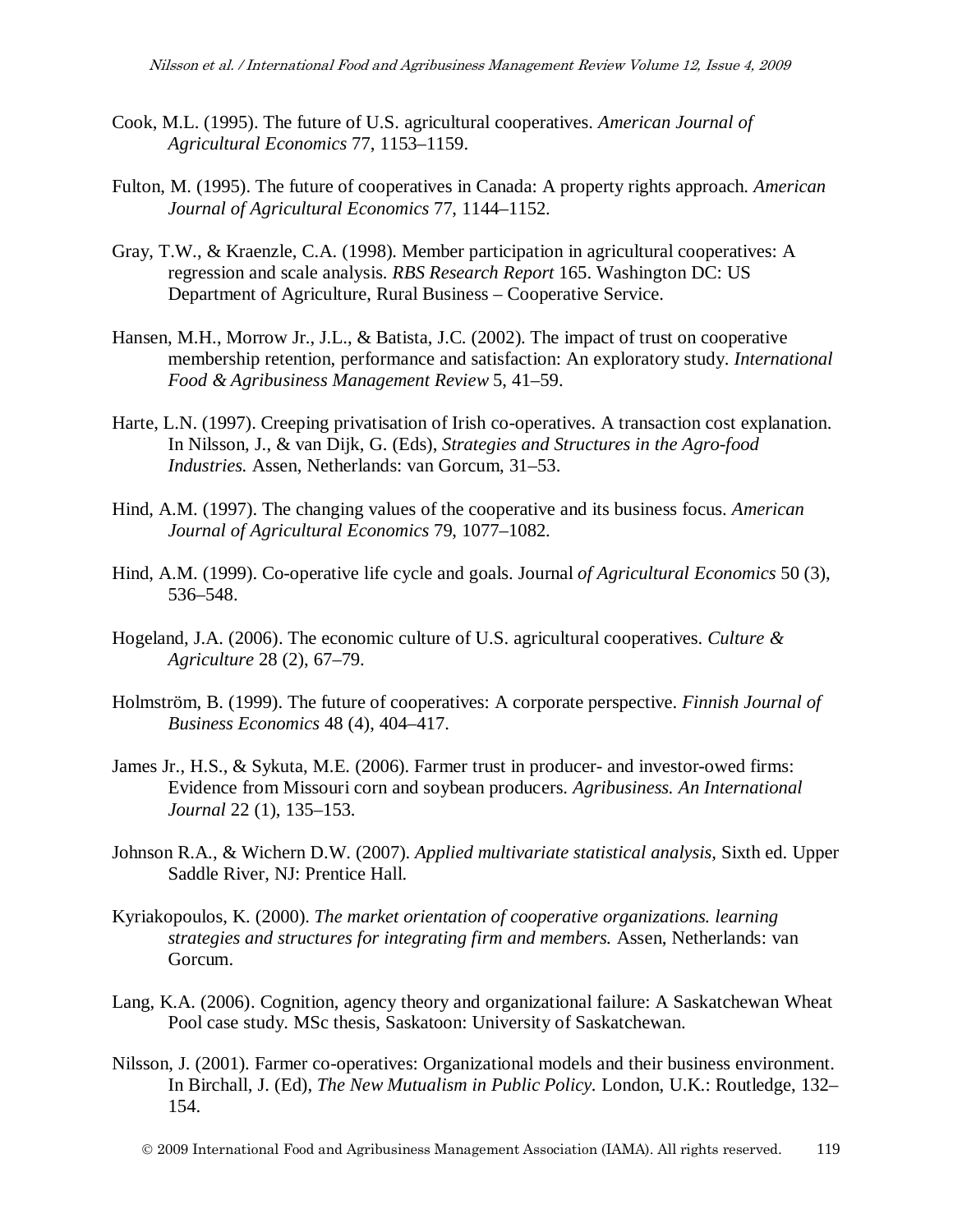Cook, M.L. (1995). The future of U.S. agricultural cooperatives. *American Journal of Agricultural Economics* 77, 1153–1159.

Fulton, M. (1995). The future of cooperatives in Canada: A property rights approach. *American Journal of Agricultural Economics* 77, 1144–1152.

Gray, T.W., & Kraenzle, C.A. (1998). Member participation in agricultural cooperatives: A regression and scale analysis. *RBS Research Report* 165. Washington DC: US Department of Agriculture, Rural Business – Cooperative Service.

Hansen, M.H., Morrow Jr., J.L., & Batista, J.C. (2002). The impact of trust on cooperative membership retention, performance and satisfaction: An exploratory study. *International Food & Agribusiness Management Review* 5, 41–59.

Harte, L.N. (1997). Creeping privatisation of Irish co-operatives. A transaction cost explanation. In Nilsson, J., & van Dijk, G. (Eds), *Strategies and Structures in the Agro-food Industries.* Assen, Netherlands: van Gorcum, 31–53.

Hind, A.M. (1997). The changing values of the cooperative and its business focus. *American Journal of Agricultural Economics* 79, 1077–1082.

Hind, A.M. (1999). Co-operative life cycle and goals. Journal *of Agricultural Economics* 50 (3), 536–548.

Hogeland, J.A. (2006). The economic culture of U.S. agricultural cooperatives. *Culture & Agriculture* 28 (2), 67–79.

Holmström, B. (1999). The future of cooperatives: A corporate perspective. *Finnish Journal of Business Economics* 48 (4), 404–417.

James Jr., H.S., & Sykuta, M.E. (2006). Farmer trust in producer- and investor-owed firms: Evidence from Missouri corn and soybean producers. *Agribusiness. An International Journal* 22 (1), 135–153.

Johnson R.A., & Wichern D.W. (2007). *Applied multivariate statistical analysis*, Sixth ed. Upper Saddle River, NJ: Prentice Hall.

Kyriakopoulos, K. (2000). *The market orientation of cooperative organizations. learning strategies and structures for integrating firm and members.* Assen, Netherlands: van Gorcum.

Lang, K.A. (2006). Cognition, agency theory and organizational failure: A Saskatchewan Wheat Pool case study. MSc thesis, Saskatoon: University of Saskatchewan.

Nilsson, J. (2001). Farmer co-operatives: Organizational models and their business environment. In Birchall, J. (Ed), *The New Mutualism in Public Policy.* London, U.K.: Routledge, 132–154.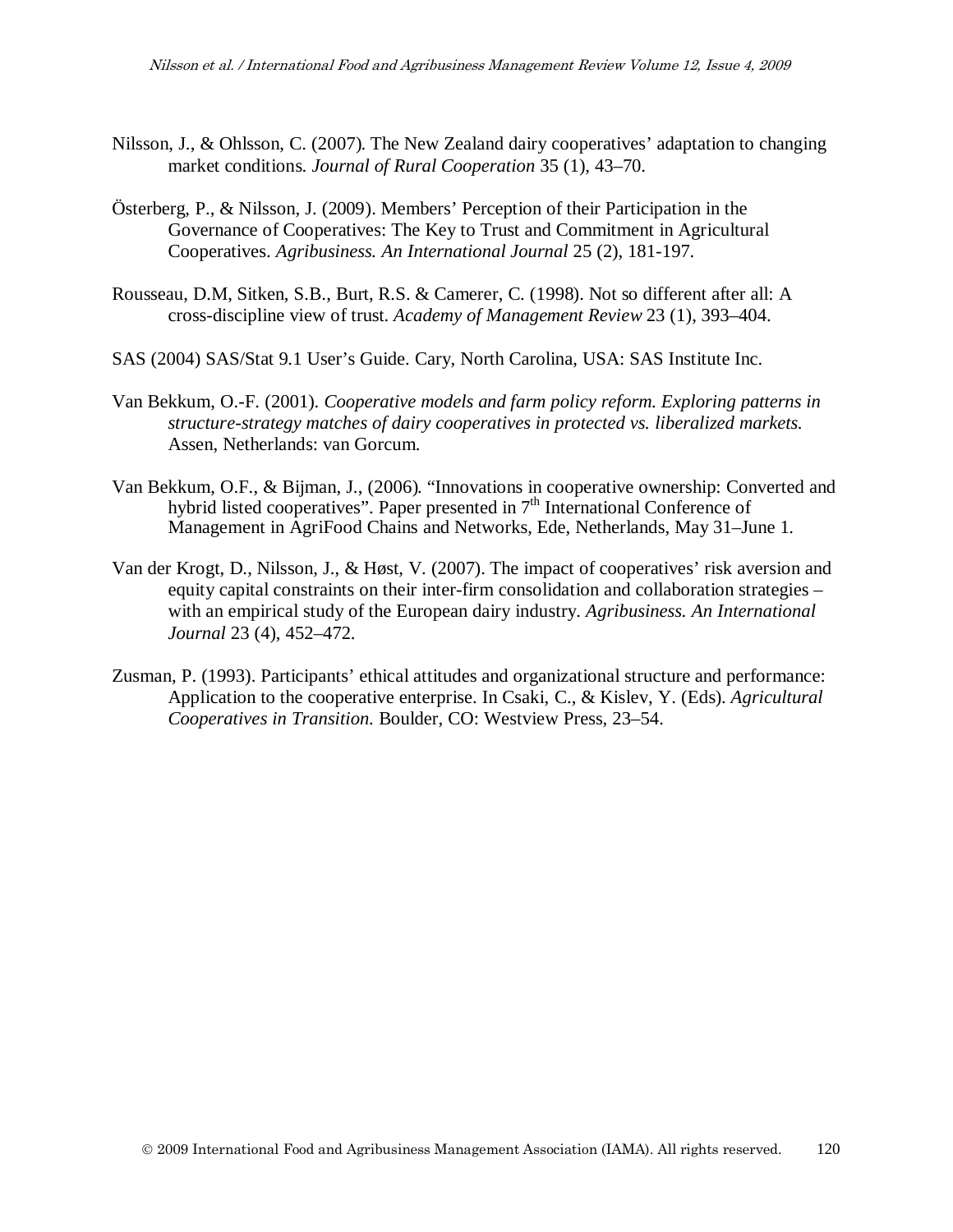Nilsson, J., & Ohlsson, C. (2007). The New Zealand dairy cooperatives' adaptation to changing market conditions. *Journal of Rural Cooperation* 35 (1), 43–70.

Österberg, P., & Nilsson, J. (2009). Members' Perception of their Participation in the Governance of Cooperatives: The Key to Trust and Commitment in Agricultural Cooperatives. *Agribusiness. An International Journal* 25 (2), 181-197.

Rousseau, D.M, Sitken, S.B., Burt, R.S. & Camerer, C. (1998). Not so different after all: A cross-discipline view of trust. *Academy of Management Review* 23 (1), 393–404.

SAS (2004) SAS/Stat 9.1 User's Guide. Cary, North Carolina, USA: SAS Institute Inc.

Van Bekkum, O.-F. (2001). *Cooperative models and farm policy reform. Exploring patterns in structure-strategy matches of dairy cooperatives in protected vs. liberalized markets.* Assen, Netherlands: van Gorcum.

Van Bekkum, O.F., & Bijman, J., (2006). "Innovations in cooperative ownership: Converted and hybrid listed cooperatives". Paper presented in 7th International Conference of Management in AgriFood Chains and Networks, Ede, Netherlands, May 31–June 1.

Van der Krogt, D., Nilsson, J., & Høst, V. (2007). The impact of cooperatives' risk aversion and equity capital constraints on their inter-firm consolidation and collaboration strategies – with an empirical study of the European dairy industry. *Agribusiness. An International Journal* 23 (4), 452–472.

Zusman, P. (1993). Participants' ethical attitudes and organizational structure and performance: Application to the cooperative enterprise. In Csaki, C., & Kislev, Y. (Eds). *Agricultural Cooperatives in Transition.* Boulder, CO: Westview Press, 23–54.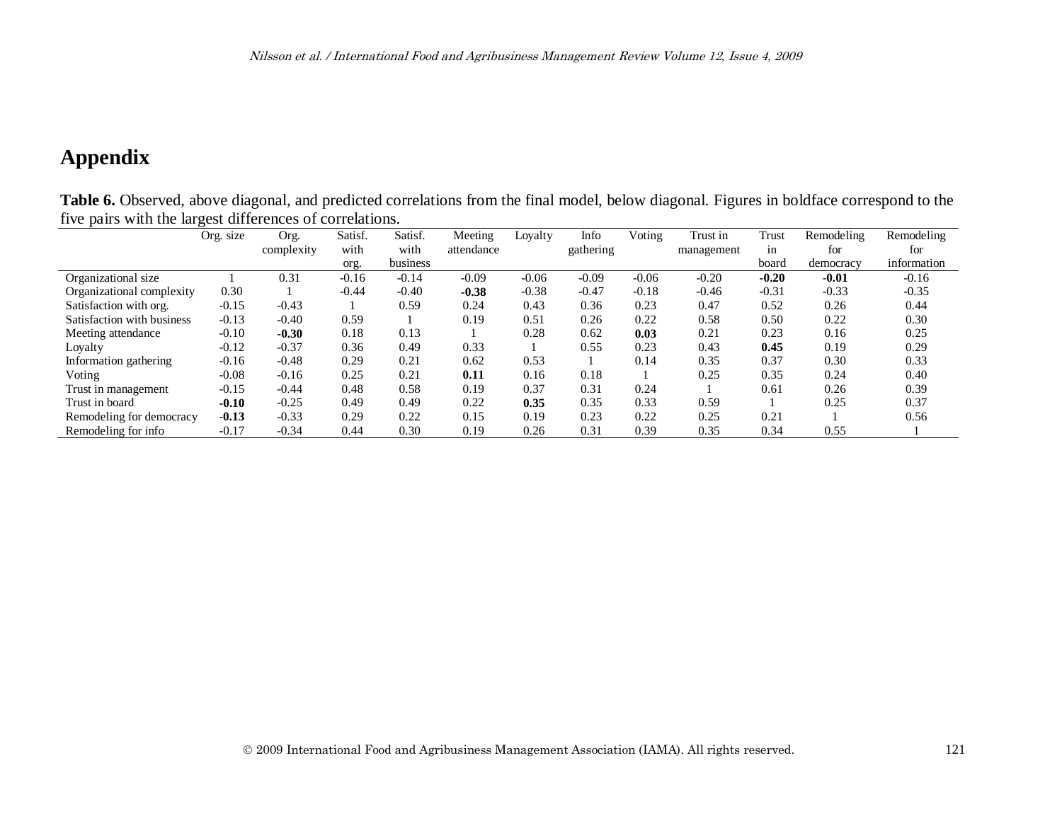## Appendix

**Table 6.** Observed, above diagonal, and predicted correlations from the final model, below diagonal. Figures in boldface correspond to the five pairs with the largest differences of correlations.

| | Org. size | Org. complexity | Satisf. with org. | Satisf. with business | Meeting attendance | Loyalty | Info gathering | Voting | Trust in management | Trust in board | Remodeling for democracy | Remodeling for information |
|---|---|---|---|---|---|---|---|---|---|---|---|---|
| Organizational size | 1 | 0.31 | -0.16 | -0.14 | -0.09 | -0.06 | -0.09 | -0.06 | -0.20 | **-0.20** | **-0.01** | -0.16 |
| Organizational complexity | 0.30 | 1 | -0.44 | -0.40 | **-0.38** | -0.38 | -0.47 | -0.18 | -0.46 | -0.31 | -0.33 | -0.35 |
| Satisfaction with org. | -0.15 | -0.43 | 1 | 0.59 | 0.24 | 0.43 | 0.36 | 0.23 | 0.47 | 0.52 | 0.26 | 0.44 |
| Satisfaction with business | -0.13 | -0.40 | 0.59 | 1 | 0.19 | 0.51 | 0.26 | 0.22 | 0.58 | 0.50 | 0.22 | 0.30 |
| Meeting attendance | -0.10 | **-0.30** | 0.18 | 0.13 | 1 | 0.28 | 0.62 | **0.03** | 0.21 | 0.23 | 0.16 | 0.25 |
| Loyalty | -0.12 | -0.37 | 0.36 | 0.49 | 0.33 | 1 | 0.55 | 0.23 | 0.43 | **0.45** | 0.19 | 0.29 |
| Information gathering | -0.16 | -0.48 | 0.29 | 0.21 | 0.62 | 0.53 | 1 | 0.14 | 0.35 | 0.37 | 0.30 | 0.33 |
| Voting | -0.08 | -0.16 | 0.25 | 0.21 | **0.11** | 0.16 | 0.18 | 1 | 0.25 | 0.35 | 0.24 | 0.40 |
| Trust in management | -0.15 | -0.44 | 0.48 | 0.58 | 0.19 | 0.37 | 0.31 | 0.24 | 1 | 0.61 | 0.26 | 0.39 |
| Trust in board | **-0.10** | -0.25 | 0.49 | 0.49 | 0.22 | **0.35** | 0.35 | 0.33 | 0.59 | 1 | 0.25 | 0.37 |
| Remodeling for democracy | **-0.13** | -0.33 | 0.29 | 0.22 | 0.15 | 0.19 | 0.23 | 0.22 | 0.25 | 0.21 | 1 | 0.56 |
| Remodeling for info | -0.17 | -0.34 | 0.44 | 0.30 | 0.19 | 0.26 | 0.31 | 0.39 | 0.35 | 0.34 | 0.55 | 1 |